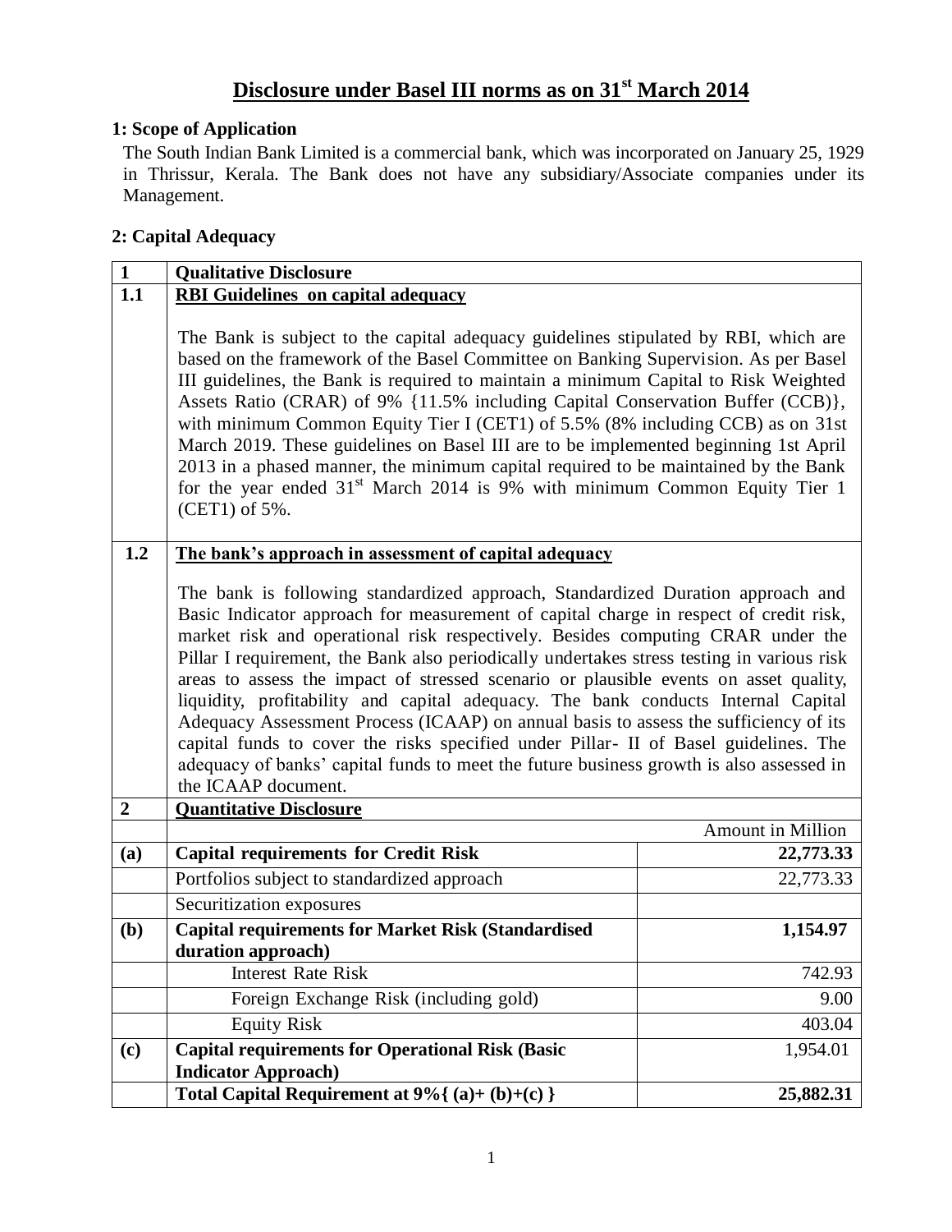# Disclosure under Basel III norms as on 31st March 2014

## 1: Scope of Application

The South Indian Bank Limited is a commercial bank, which was incorporated on January 25, 1929 in Thrissur, Kerala. The Bank does not have any subsidiary/Associate companies under its Management.

## 2: Capital Adequacy

| 1 | **Qualitative Disclosure** | |
|---|---|---|
| 1.1 | **RBI Guidelines on capital adequacy**<br><br>The Bank is subject to the capital adequacy guidelines stipulated by RBI, which are based on the framework of the Basel Committee on Banking Supervision. As per Basel III guidelines, the Bank is required to maintain a minimum Capital to Risk Weighted Assets Ratio (CRAR) of 9% {11.5% including Capital Conservation Buffer (CCB)}, with minimum Common Equity Tier I (CET1) of 5.5% (8% including CCB) as on 31st March 2019. These guidelines on Basel III are to be implemented beginning 1st April 2013 in a phased manner, the minimum capital required to be maintained by the Bank for the year ended 31st March 2014 is 9% with minimum Common Equity Tier 1 (CET1) of 5%. | |
| 1.2 | **The bank's approach in assessment of capital adequacy**<br><br>The bank is following standardized approach, Standardized Duration approach and Basic Indicator approach for measurement of capital charge in respect of credit risk, market risk and operational risk respectively. Besides computing CRAR under the Pillar I requirement, the Bank also periodically undertakes stress testing in various risk areas to assess the impact of stressed scenario or plausible events on asset quality, liquidity, profitability and capital adequacy. The bank conducts Internal Capital Adequacy Assessment Process (ICAAP) on annual basis to assess the sufficiency of its capital funds to cover the risks specified under Pillar- II of Basel guidelines. The adequacy of banks' capital funds to meet the future business growth is also assessed in the ICAAP document. | |
| 2 | **Quantitative Disclosure** | |
| | | Amount in Million |
| (a) | **Capital requirements for Credit Risk** | **22,773.33** |
| | Portfolios subject to standardized approach | 22,773.33 |
| | Securitization exposures | |
| (b) | **Capital requirements for Market Risk (Standardised duration approach)** | **1,154.97** |
| | Interest Rate Risk | 742.93 |
| | Foreign Exchange Risk (including gold) | 9.00 |
| | Equity Risk | 403.04 |
| (c) | **Capital requirements for Operational Risk (Basic Indicator Approach)** | 1,954.01 |
| | **Total Capital Requirement at 9%{ (a)+ (b)+(c) }** | **25,882.31** |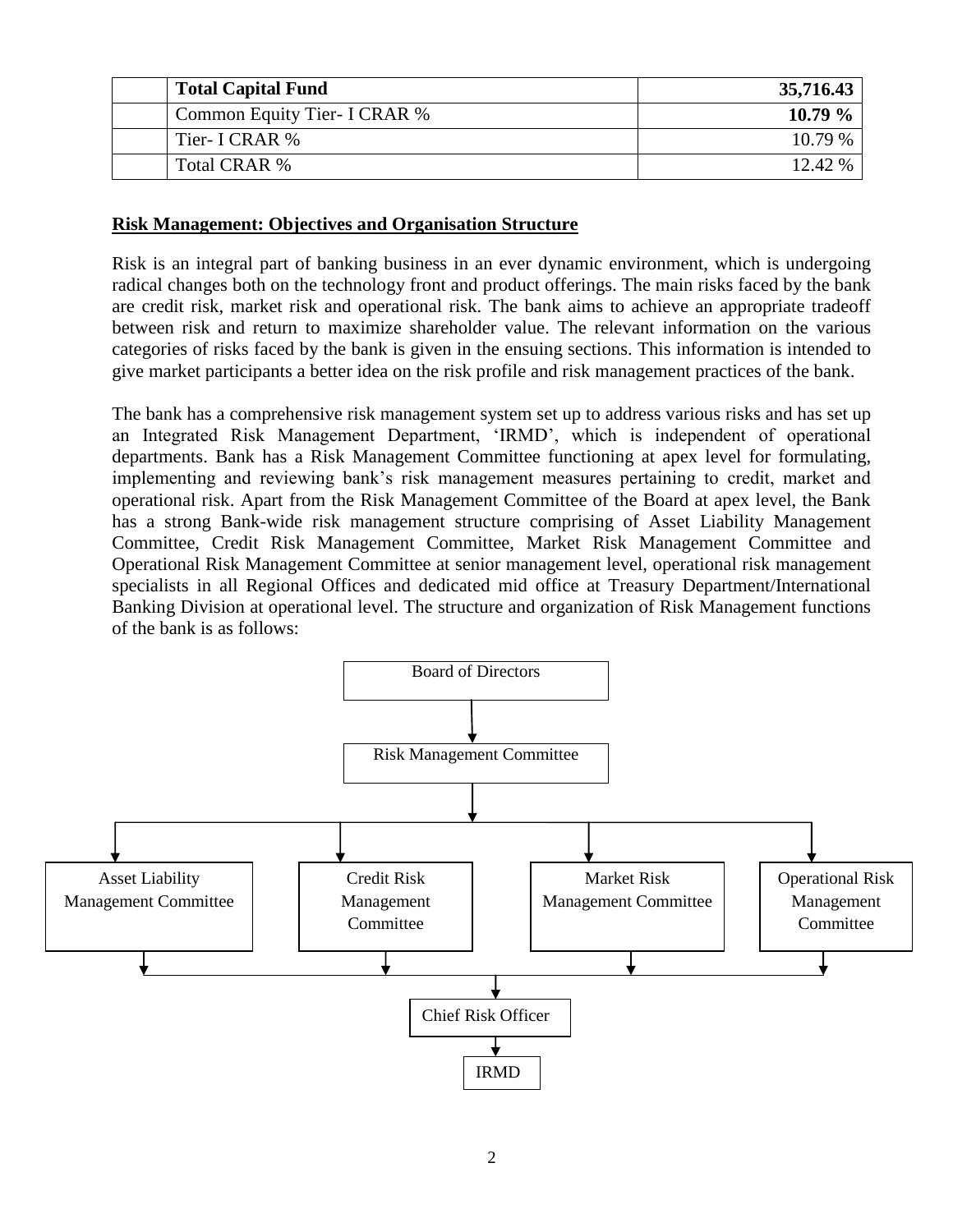| | **Total Capital Fund** | **35,716.43** |
|---|---|---|
| | Common Equity Tier- I CRAR % | **10.79 %** |
| | Tier- I CRAR % | 10.79 % |
| | Total CRAR % | 12.42 % |

**Risk Management: Objectives and Organisation Structure**

Risk is an integral part of banking business in an ever dynamic environment, which is undergoing radical changes both on the technology front and product offerings. The main risks faced by the bank are credit risk, market risk and operational risk. The bank aims to achieve an appropriate tradeoff between risk and return to maximize shareholder value. The relevant information on the various categories of risks faced by the bank is given in the ensuing sections. This information is intended to give market participants a better idea on the risk profile and risk management practices of the bank.

The bank has a comprehensive risk management system set up to address various risks and has set up an Integrated Risk Management Department, 'IRMD', which is independent of operational departments. Bank has a Risk Management Committee functioning at apex level for formulating, implementing and reviewing bank's risk management measures pertaining to credit, market and operational risk. Apart from the Risk Management Committee of the Board at apex level, the Bank has a strong Bank-wide risk management structure comprising of Asset Liability Management Committee, Credit Risk Management Committee, Market Risk Management Committee and Operational Risk Management Committee at senior management level, operational risk management specialists in all Regional Offices and dedicated mid office at Treasury Department/International Banking Division at operational level. The structure and organization of Risk Management functions of the bank is as follows:

Board of Directors

↓

Risk Management Committee

↓

Asset Liability Management Committee | Credit Risk Management Committee | Market Risk Management Committee | Operational Risk Management Committee

↓

Chief Risk Officer

↓

IRMD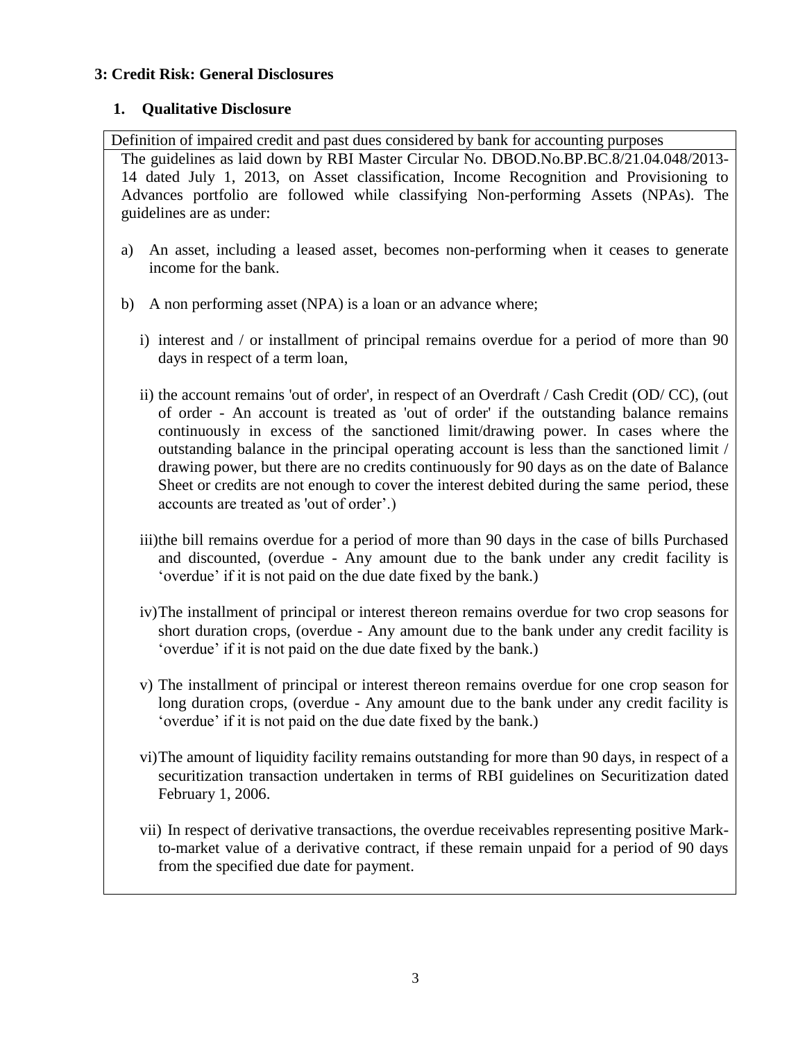## 3: Credit Risk: General Disclosures

### 1. Qualitative Disclosure

**Definition of impaired credit and past dues considered by bank for accounting purposes**

The guidelines as laid down by RBI Master Circular No. DBOD.No.BP.BC.8/21.04.048/2013-14 dated July 1, 2013, on Asset classification, Income Recognition and Provisioning to Advances portfolio are followed while classifying Non-performing Assets (NPAs). The guidelines are as under:

a) An asset, including a leased asset, becomes non-performing when it ceases to generate income for the bank.

b) A non performing asset (NPA) is a loan or an advance where;

i) interest and / or installment of principal remains overdue for a period of more than 90 days in respect of a term loan,

ii) the account remains 'out of order', in respect of an Overdraft / Cash Credit (OD/ CC), (out of order - An account is treated as 'out of order' if the outstanding balance remains continuously in excess of the sanctioned limit/drawing power. In cases where the outstanding balance in the principal operating account is less than the sanctioned limit / drawing power, but there are no credits continuously for 90 days as on the date of Balance Sheet or credits are not enough to cover the interest debited during the same period, these accounts are treated as 'out of order'.)

iii) the bill remains overdue for a period of more than 90 days in the case of bills Purchased and discounted, (overdue - Any amount due to the bank under any credit facility is 'overdue' if it is not paid on the due date fixed by the bank.)

iv) The installment of principal or interest thereon remains overdue for two crop seasons for short duration crops, (overdue - Any amount due to the bank under any credit facility is 'overdue' if it is not paid on the due date fixed by the bank.)

v) The installment of principal or interest thereon remains overdue for one crop season for long duration crops, (overdue - Any amount due to the bank under any credit facility is 'overdue' if it is not paid on the due date fixed by the bank.)

vi) The amount of liquidity facility remains outstanding for more than 90 days, in respect of a securitization transaction undertaken in terms of RBI guidelines on Securitization dated February 1, 2006.

vii) In respect of derivative transactions, the overdue receivables representing positive Mark-to-market value of a derivative contract, if these remain unpaid for a period of 90 days from the specified due date for payment.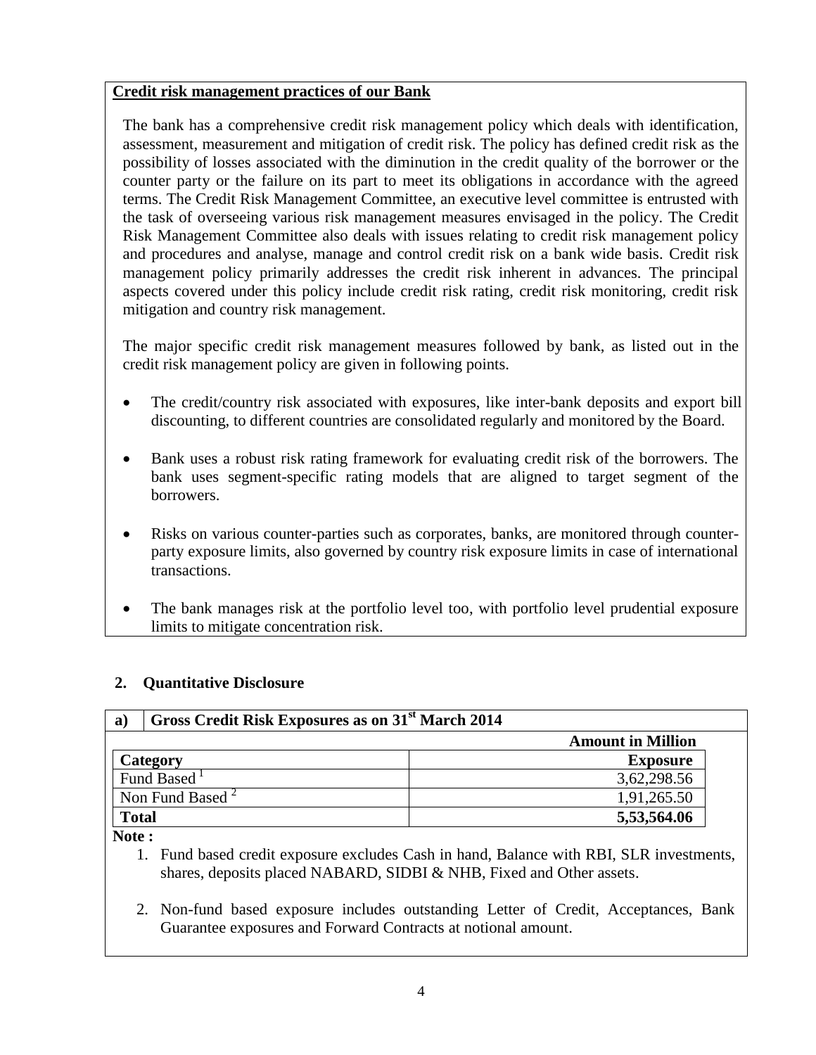**Credit risk management practices of our Bank**

The bank has a comprehensive credit risk management policy which deals with identification, assessment, measurement and mitigation of credit risk. The policy has defined credit risk as the possibility of losses associated with the diminution in the credit quality of the borrower or the counter party or the failure on its part to meet its obligations in accordance with the agreed terms. The Credit Risk Management Committee, an executive level committee is entrusted with the task of overseeing various risk management measures envisaged in the policy. The Credit Risk Management Committee also deals with issues relating to credit risk management policy and procedures and analyse, manage and control credit risk on a bank wide basis. Credit risk management policy primarily addresses the credit risk inherent in advances. The principal aspects covered under this policy include credit risk rating, credit risk monitoring, credit risk mitigation and country risk management.

The major specific credit risk management measures followed by bank, as listed out in the credit risk management policy are given in following points.

- The credit/country risk associated with exposures, like inter-bank deposits and export bill discounting, to different countries are consolidated regularly and monitored by the Board.
- Bank uses a robust risk rating framework for evaluating credit risk of the borrowers. The bank uses segment-specific rating models that are aligned to target segment of the borrowers.
- Risks on various counter-parties such as corporates, banks, are monitored through counter-party exposure limits, also governed by country risk exposure limits in case of international transactions.
- The bank manages risk at the portfolio level too, with portfolio level prudential exposure limits to mitigate concentration risk.

## 2. Quantitative Disclosure

**a) Gross Credit Risk Exposures as on 31st March 2014**

**Amount in Million**

| Category | Exposure |
|---|---|
| Fund Based [1] | 3,62,298.56 |
| Non Fund Based [2] | 1,91,265.50 |
| **Total** | **5,53,564.06** |

**Note :**

1. Fund based credit exposure excludes Cash in hand, Balance with RBI, SLR investments, shares, deposits placed NABARD, SIDBI & NHB, Fixed and Other assets.
2. Non-fund based exposure includes outstanding Letter of Credit, Acceptances, Bank Guarantee exposures and Forward Contracts at notional amount.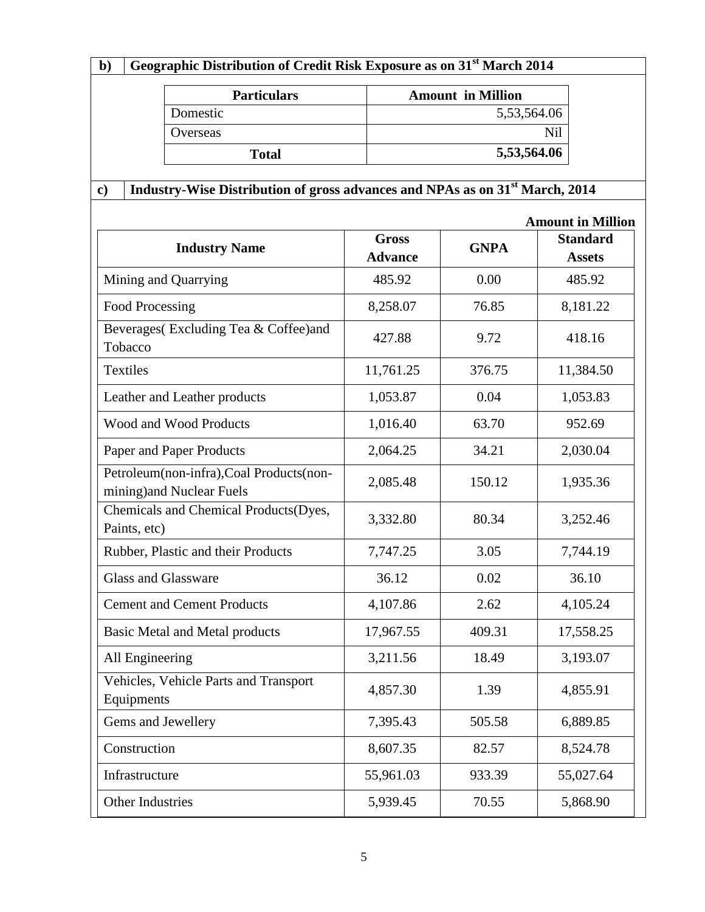**b) Geographic Distribution of Credit Risk Exposure as on 31st March 2014**

| Particulars | Amount in Million |
|---|---|
| Domestic | 5,53,564.06 |
| Overseas | Nil |
| **Total** | **5,53,564.06** |

**c) Industry-Wise Distribution of gross advances and NPAs as on 31st March, 2014**

**Amount in Million**

| Industry Name | Gross Advance | GNPA | Standard Assets |
|---|---|---|---|
| Mining and Quarrying | 485.92 | 0.00 | 485.92 |
| Food Processing | 8,258.07 | 76.85 | 8,181.22 |
| Beverages( Excluding Tea & Coffee)and Tobacco | 427.88 | 9.72 | 418.16 |
| Textiles | 11,761.25 | 376.75 | 11,384.50 |
| Leather and Leather products | 1,053.87 | 0.04 | 1,053.83 |
| Wood and Wood Products | 1,016.40 | 63.70 | 952.69 |
| Paper and Paper Products | 2,064.25 | 34.21 | 2,030.04 |
| Petroleum(non-infra),Coal Products(non-mining)and Nuclear Fuels | 2,085.48 | 150.12 | 1,935.36 |
| Chemicals and Chemical Products(Dyes, Paints, etc) | 3,332.80 | 80.34 | 3,252.46 |
| Rubber, Plastic and their Products | 7,747.25 | 3.05 | 7,744.19 |
| Glass and Glassware | 36.12 | 0.02 | 36.10 |
| Cement and Cement Products | 4,107.86 | 2.62 | 4,105.24 |
| Basic Metal and Metal products | 17,967.55 | 409.31 | 17,558.25 |
| All Engineering | 3,211.56 | 18.49 | 3,193.07 |
| Vehicles, Vehicle Parts and Transport Equipments | 4,857.30 | 1.39 | 4,855.91 |
| Gems and Jewellery | 7,395.43 | 505.58 | 6,889.85 |
| Construction | 8,607.35 | 82.57 | 8,524.78 |
| Infrastructure | 55,961.03 | 933.39 | 55,027.64 |
| Other Industries | 5,939.45 | 70.55 | 5,868.90 |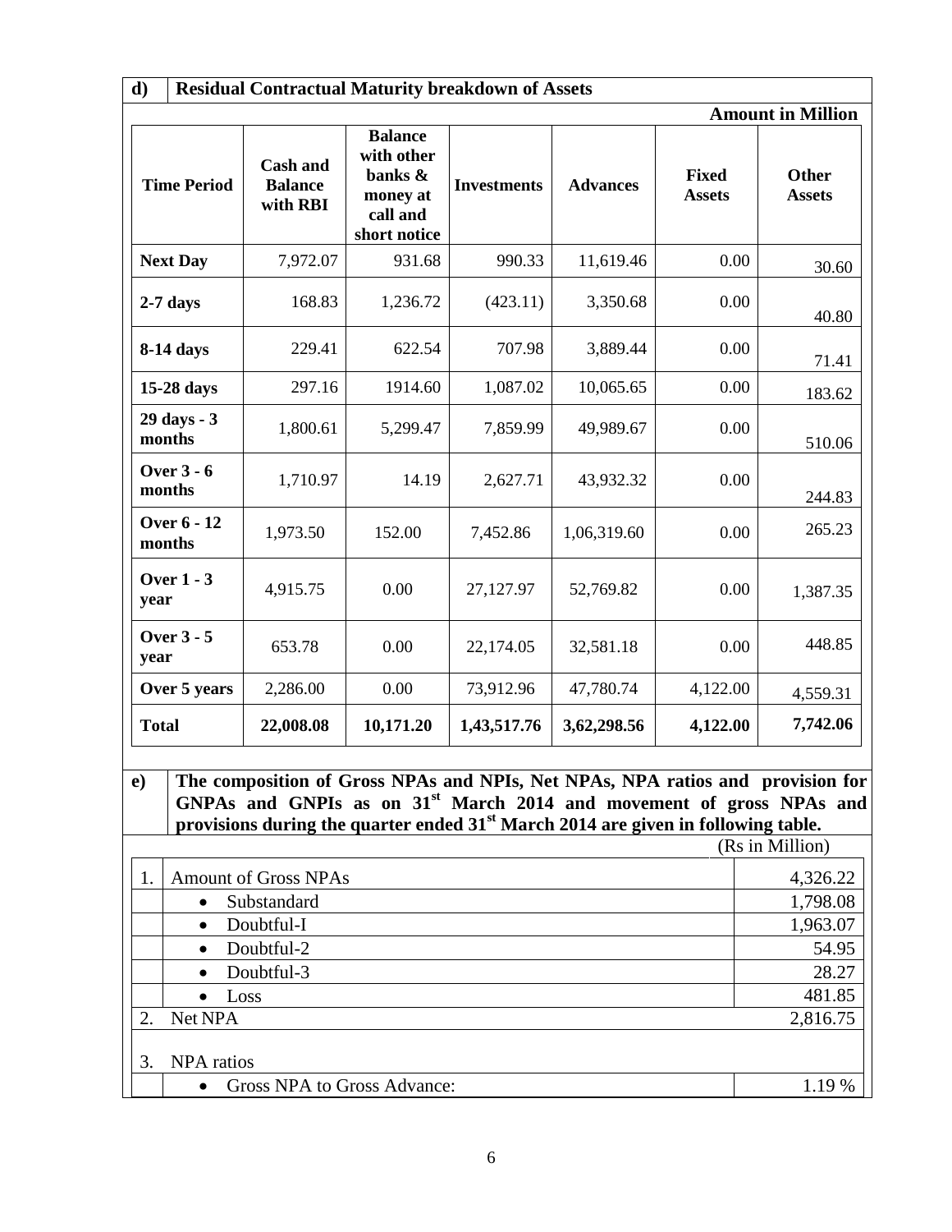**d) Residual Contractual Maturity breakdown of Assets**

**Amount in Million**

| Time Period | Cash and Balance with RBI | Balance with other banks & money at call and short notice | Investments | Advances | Fixed Assets | Other Assets |
|---|---|---|---|---|---|---|
| **Next Day** | 7,972.07 | 931.68 | 990.33 | 11,619.46 | 0.00 | 30.60 |
| **2-7 days** | 168.83 | 1,236.72 | (423.11) | 3,350.68 | 0.00 | 40.80 |
| **8-14 days** | 229.41 | 622.54 | 707.98 | 3,889.44 | 0.00 | 71.41 |
| **15-28 days** | 297.16 | 1914.60 | 1,087.02 | 10,065.65 | 0.00 | 183.62 |
| **29 days - 3 months** | 1,800.61 | 5,299.47 | 7,859.99 | 49,989.67 | 0.00 | 510.06 |
| **Over 3 - 6 months** | 1,710.97 | 14.19 | 2,627.71 | 43,932.32 | 0.00 | 244.83 |
| **Over 6 - 12 months** | 1,973.50 | 152.00 | 7,452.86 | 1,06,319.60 | 0.00 | 265.23 |
| **Over 1 - 3 year** | 4,915.75 | 0.00 | 27,127.97 | 52,769.82 | 0.00 | 1,387.35 |
| **Over 3 - 5 year** | 653.78 | 0.00 | 22,174.05 | 32,581.18 | 0.00 | 448.85 |
| **Over 5 years** | 2,286.00 | 0.00 | 73,912.96 | 47,780.74 | 4,122.00 | 4,559.31 |
| **Total** | **22,008.08** | **10,171.20** | **1,43,517.76** | **3,62,298.56** | **4,122.00** | **7,742.06** |

**e) The composition of Gross NPAs and NPIs, Net NPAs, NPA ratios and provision for GNPAs and GNPIs as on 31st March 2014 and movement of gross NPAs and provisions during the quarter ended 31st March 2014 are given in following table.**

(Rs in Million)

| | | |
|---|---|---|
| 1. | Amount of Gross NPAs | 4,326.22 |
| | • Substandard | 1,798.08 |
| | • Doubtful-I | 1,963.07 |
| | • Doubtful-2 | 54.95 |
| | • Doubtful-3 | 28.27 |
| | • Loss | 481.85 |
| 2. | Net NPA | 2,816.75 |
| 3. | NPA ratios | |
| | • Gross NPA to Gross Advance: | 1.19 % |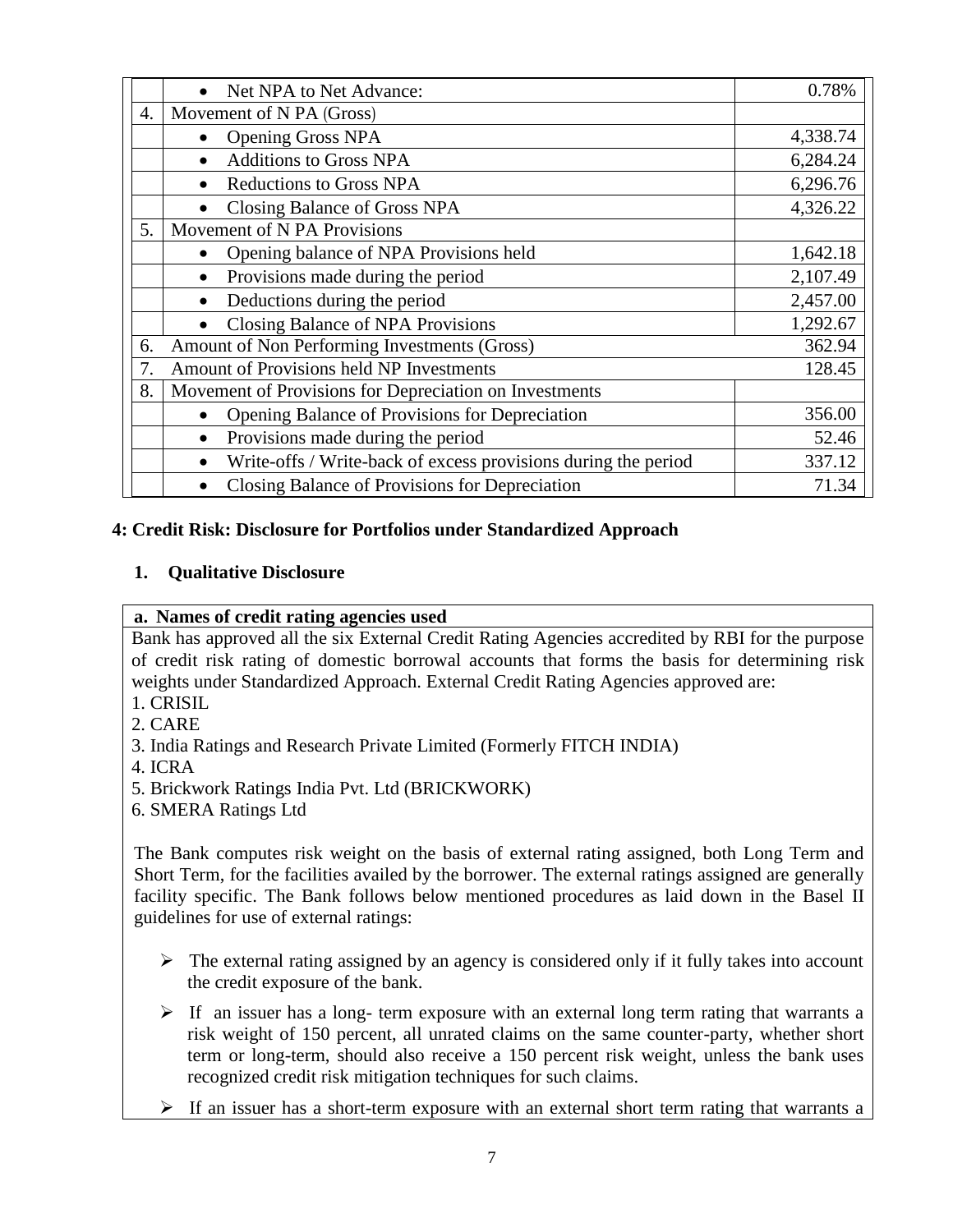| | | |
|---|---|---|
| | • Net NPA to Net Advance: | 0.78% |
| 4. | Movement of N PA (Gross) | |
| | • Opening Gross NPA | 4,338.74 |
| | • Additions to Gross NPA | 6,284.24 |
| | • Reductions to Gross NPA | 6,296.76 |
| | • Closing Balance of Gross NPA | 4,326.22 |
| 5. | Movement of N PA Provisions | |
| | • Opening balance of NPA Provisions held | 1,642.18 |
| | • Provisions made during the period | 2,107.49 |
| | • Deductions during the period | 2,457.00 |
| | • Closing Balance of NPA Provisions | 1,292.67 |
| 6. | Amount of Non Performing Investments (Gross) | 362.94 |
| 7. | Amount of Provisions held NP Investments | 128.45 |
| 8. | Movement of Provisions for Depreciation on Investments | |
| | • Opening Balance of Provisions for Depreciation | 356.00 |
| | • Provisions made during the period | 52.46 |
| | • Write-offs / Write-back of excess provisions during the period | 337.12 |
| | • Closing Balance of Provisions for Depreciation | 71.34 |

## 4: Credit Risk: Disclosure for Portfolios under Standardized Approach

### 1. Qualitative Disclosure

**a. Names of credit rating agencies used**

Bank has approved all the six External Credit Rating Agencies accredited by RBI for the purpose of credit risk rating of domestic borrowal accounts that forms the basis for determining risk weights under Standardized Approach. External Credit Rating Agencies approved are:

1. CRISIL
2. CARE
3. India Ratings and Research Private Limited (Formerly FITCH INDIA)
4. ICRA
5. Brickwork Ratings India Pvt. Ltd (BRICKWORK)
6. SMERA Ratings Ltd

The Bank computes risk weight on the basis of external rating assigned, both Long Term and Short Term, for the facilities availed by the borrower. The external ratings assigned are generally facility specific. The Bank follows below mentioned procedures as laid down in the Basel II guidelines for use of external ratings:

- The external rating assigned by an agency is considered only if it fully takes into account the credit exposure of the bank.
- If an issuer has a long- term exposure with an external long term rating that warrants a risk weight of 150 percent, all unrated claims on the same counter-party, whether short term or long-term, should also receive a 150 percent risk weight, unless the bank uses recognized credit risk mitigation techniques for such claims.
- If an issuer has a short-term exposure with an external short term rating that warrants a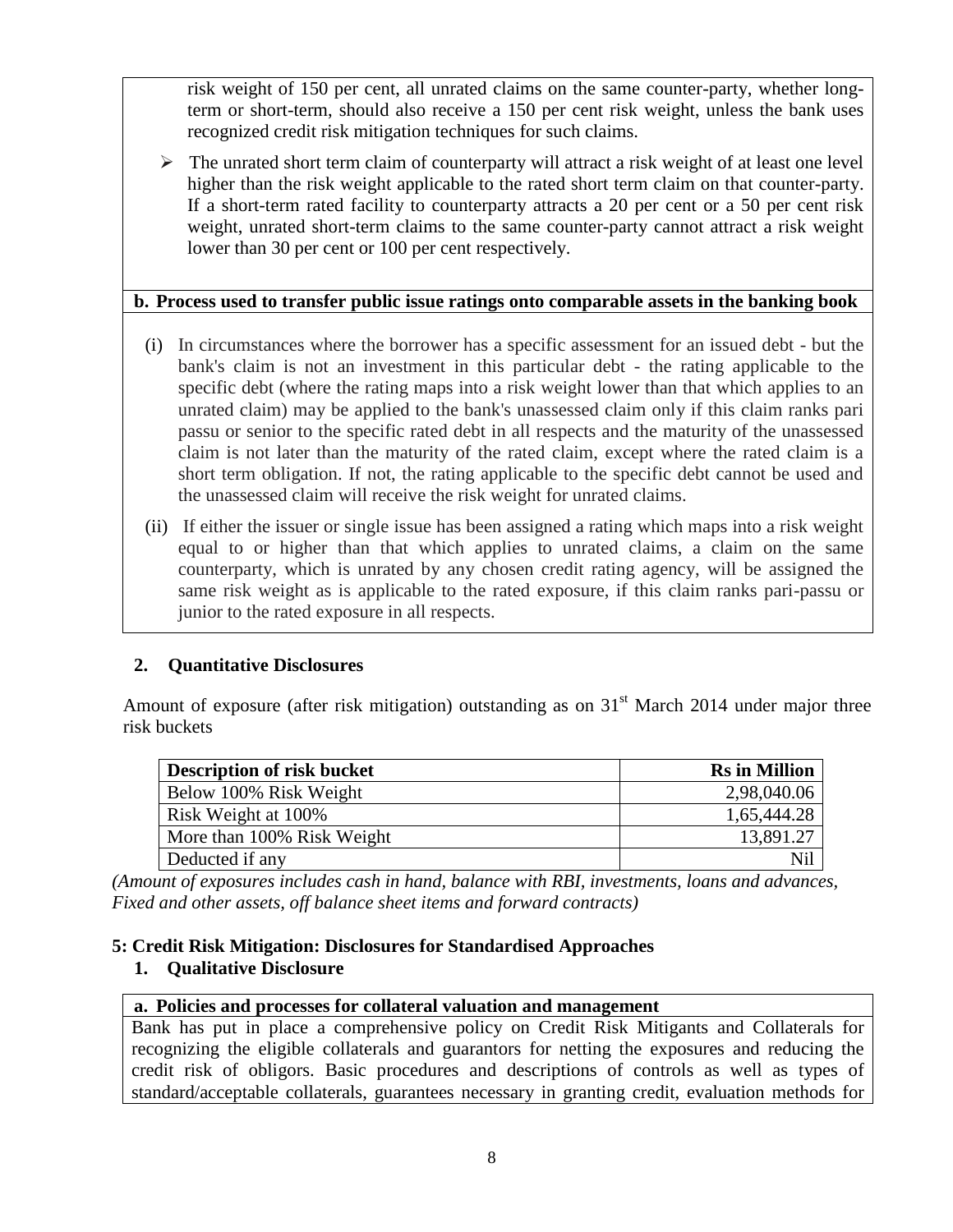risk weight of 150 per cent, all unrated claims on the same counter-party, whether long-term or short-term, should also receive a 150 per cent risk weight, unless the bank uses recognized credit risk mitigation techniques for such claims.

- The unrated short term claim of counterparty will attract a risk weight of at least one level higher than the risk weight applicable to the rated short term claim on that counter-party. If a short-term rated facility to counterparty attracts a 20 per cent or a 50 per cent risk weight, unrated short-term claims to the same counter-party cannot attract a risk weight lower than 30 per cent or 100 per cent respectively.

**b. Process used to transfer public issue ratings onto comparable assets in the banking book**

(i) In circumstances where the borrower has a specific assessment for an issued debt - but the bank's claim is not an investment in this particular debt - the rating applicable to the specific debt (where the rating maps into a risk weight lower than that which applies to an unrated claim) may be applied to the bank's unassessed claim only if this claim ranks pari passu or senior to the specific rated debt in all respects and the maturity of the unassessed claim is not later than the maturity of the rated claim, except where the rated claim is a short term obligation. If not, the rating applicable to the specific debt cannot be used and the unassessed claim will receive the risk weight for unrated claims.

(ii) If either the issuer or single issue has been assigned a rating which maps into a risk weight equal to or higher than that which applies to unrated claims, a claim on the same counterparty, which is unrated by any chosen credit rating agency, will be assigned the same risk weight as is applicable to the rated exposure, if this claim ranks pari-passu or junior to the rated exposure in all respects.

**2. Quantitative Disclosures**

Amount of exposure (after risk mitigation) outstanding as on 31st March 2014 under major three risk buckets

| Description of risk bucket | Rs in Million |
|---|---:|
| Below 100% Risk Weight | 2,98,040.06 |
| Risk Weight at 100% | 1,65,444.28 |
| More than 100% Risk Weight | 13,891.27 |
| Deducted if any | Nil |

*(Amount of exposures includes cash in hand, balance with RBI, investments, loans and advances, Fixed and other assets, off balance sheet items and forward contracts)*

**5: Credit Risk Mitigation: Disclosures for Standardised Approaches**

**1. Qualitative Disclosure**

**a. Policies and processes for collateral valuation and management**

Bank has put in place a comprehensive policy on Credit Risk Mitigants and Collaterals for recognizing the eligible collaterals and guarantors for netting the exposures and reducing the credit risk of obligors. Basic procedures and descriptions of controls as well as types of standard/acceptable collaterals, guarantees necessary in granting credit, evaluation methods for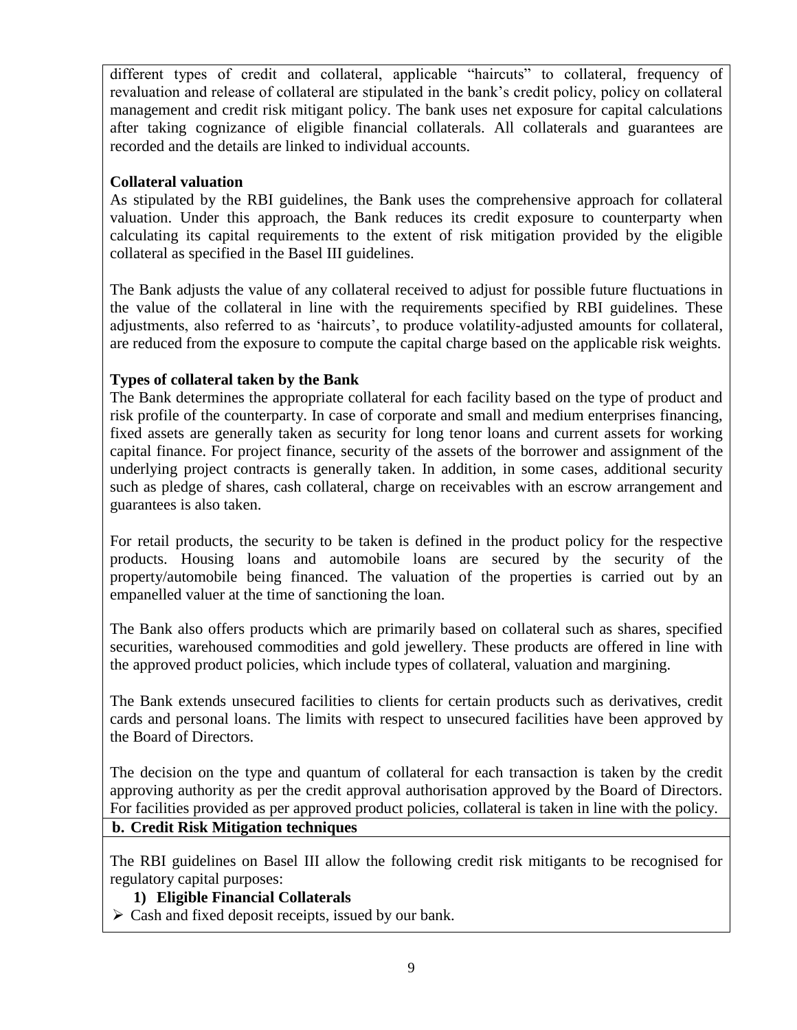different types of credit and collateral, applicable "haircuts" to collateral, frequency of revaluation and release of collateral are stipulated in the bank's credit policy, policy on collateral management and credit risk mitigant policy. The bank uses net exposure for capital calculations after taking cognizance of eligible financial collaterals. All collaterals and guarantees are recorded and the details are linked to individual accounts.

**Collateral valuation**

As stipulated by the RBI guidelines, the Bank uses the comprehensive approach for collateral valuation. Under this approach, the Bank reduces its credit exposure to counterparty when calculating its capital requirements to the extent of risk mitigation provided by the eligible collateral as specified in the Basel III guidelines.

The Bank adjusts the value of any collateral received to adjust for possible future fluctuations in the value of the collateral in line with the requirements specified by RBI guidelines. These adjustments, also referred to as 'haircuts', to produce volatility-adjusted amounts for collateral, are reduced from the exposure to compute the capital charge based on the applicable risk weights.

**Types of collateral taken by the Bank**

The Bank determines the appropriate collateral for each facility based on the type of product and risk profile of the counterparty. In case of corporate and small and medium enterprises financing, fixed assets are generally taken as security for long tenor loans and current assets for working capital finance. For project finance, security of the assets of the borrower and assignment of the underlying project contracts is generally taken. In addition, in some cases, additional security such as pledge of shares, cash collateral, charge on receivables with an escrow arrangement and guarantees is also taken.

For retail products, the security to be taken is defined in the product policy for the respective products. Housing loans and automobile loans are secured by the security of the property/automobile being financed. The valuation of the properties is carried out by an empanelled valuer at the time of sanctioning the loan.

The Bank also offers products which are primarily based on collateral such as shares, specified securities, warehoused commodities and gold jewellery. These products are offered in line with the approved product policies, which include types of collateral, valuation and margining.

The Bank extends unsecured facilities to clients for certain products such as derivatives, credit cards and personal loans. The limits with respect to unsecured facilities have been approved by the Board of Directors.

The decision on the type and quantum of collateral for each transaction is taken by the credit approving authority as per the credit approval authorisation approved by the Board of Directors. For facilities provided as per approved product policies, collateral is taken in line with the policy.

**b. Credit Risk Mitigation techniques**

The RBI guidelines on Basel III allow the following credit risk mitigants to be recognised for regulatory capital purposes:

**1) Eligible Financial Collaterals**

- Cash and fixed deposit receipts, issued by our bank.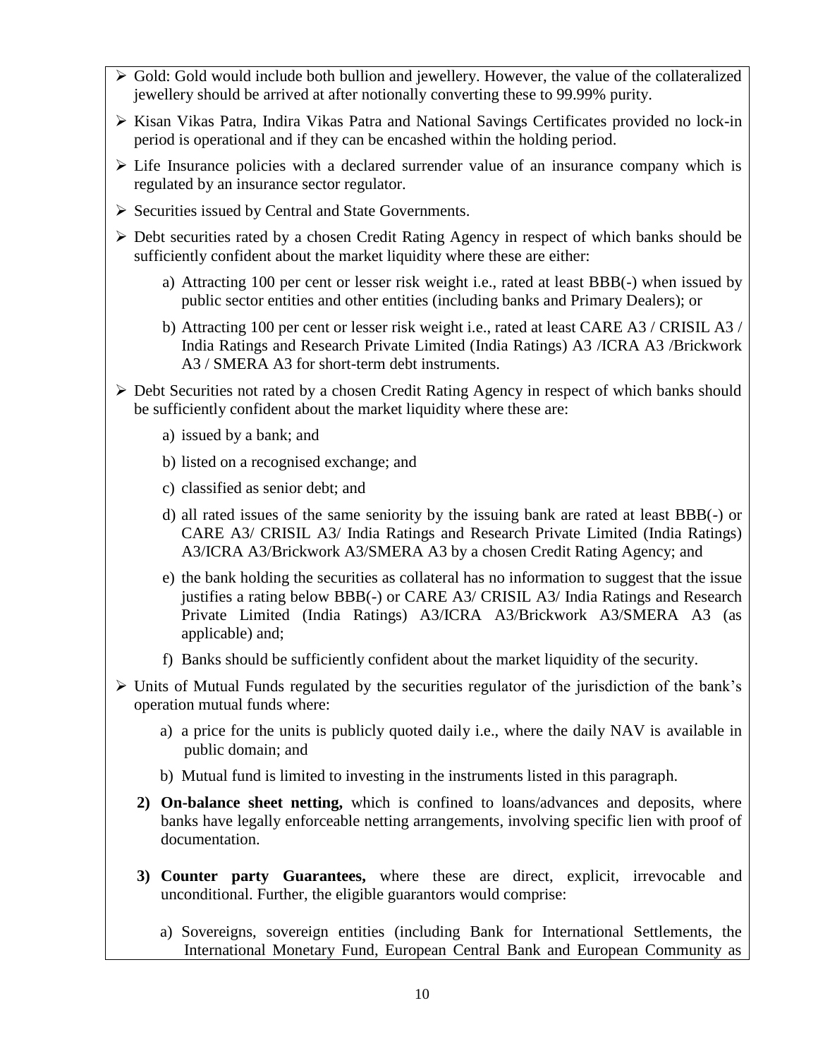- Gold: Gold would include both bullion and jewellery. However, the value of the collateralized jewellery should be arrived at after notionally converting these to 99.99% purity.
- Kisan Vikas Patra, Indira Vikas Patra and National Savings Certificates provided no lock-in period is operational and if they can be encashed within the holding period.
- Life Insurance policies with a declared surrender value of an insurance company which is regulated by an insurance sector regulator.
- Securities issued by Central and State Governments.
- Debt securities rated by a chosen Credit Rating Agency in respect of which banks should be sufficiently confident about the market liquidity where these are either:
    - a) Attracting 100 per cent or lesser risk weight i.e., rated at least BBB(-) when issued by public sector entities and other entities (including banks and Primary Dealers); or
    - b) Attracting 100 per cent or lesser risk weight i.e., rated at least CARE A3 / CRISIL A3 / India Ratings and Research Private Limited (India Ratings) A3 /ICRA A3 /Brickwork A3 / SMERA A3 for short-term debt instruments.
- Debt Securities not rated by a chosen Credit Rating Agency in respect of which banks should be sufficiently confident about the market liquidity where these are:
    - a) issued by a bank; and
    - b) listed on a recognised exchange; and
    - c) classified as senior debt; and
    - d) all rated issues of the same seniority by the issuing bank are rated at least BBB(-) or CARE A3/ CRISIL A3/ India Ratings and Research Private Limited (India Ratings) A3/ICRA A3/Brickwork A3/SMERA A3 by a chosen Credit Rating Agency; and
    - e) the bank holding the securities as collateral has no information to suggest that the issue justifies a rating below BBB(-) or CARE A3/ CRISIL A3/ India Ratings and Research Private Limited (India Ratings) A3/ICRA A3/Brickwork A3/SMERA A3 (as applicable) and;
    - f) Banks should be sufficiently confident about the market liquidity of the security.
- Units of Mutual Funds regulated by the securities regulator of the jurisdiction of the bank's operation mutual funds where:
    - a) a price for the units is publicly quoted daily i.e., where the daily NAV is available in public domain; and
    - b) Mutual fund is limited to investing in the instruments listed in this paragraph.

2) **On-balance sheet netting,** which is confined to loans/advances and deposits, where banks have legally enforceable netting arrangements, involving specific lien with proof of documentation.

3) **Counter party Guarantees,** where these are direct, explicit, irrevocable and unconditional. Further, the eligible guarantors would comprise:

    a) Sovereigns, sovereign entities (including Bank for International Settlements, the International Monetary Fund, European Central Bank and European Community as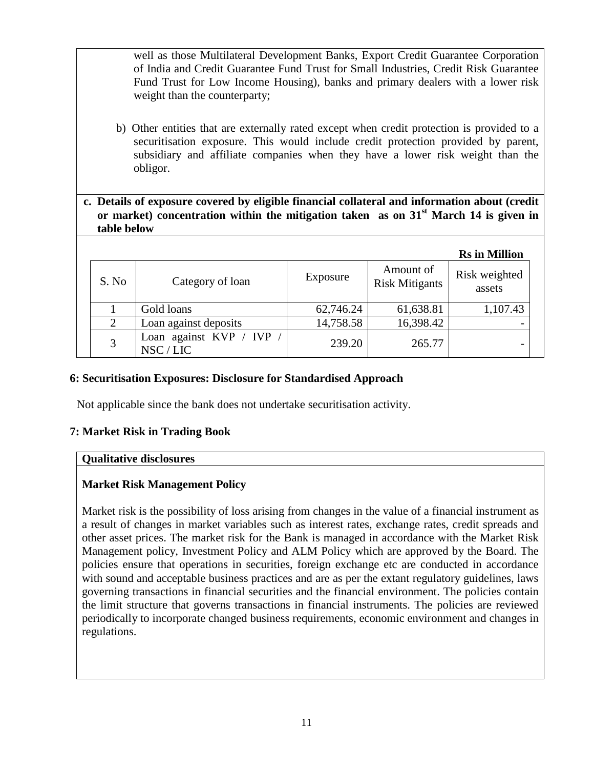well as those Multilateral Development Banks, Export Credit Guarantee Corporation of India and Credit Guarantee Fund Trust for Small Industries, Credit Risk Guarantee Fund Trust for Low Income Housing), banks and primary dealers with a lower risk weight than the counterparty;

b) Other entities that are externally rated except when credit protection is provided to a securitisation exposure. This would include credit protection provided by parent, subsidiary and affiliate companies when they have a lower risk weight than the obligor.

**c. Details of exposure covered by eligible financial collateral and information about (credit or market) concentration within the mitigation taken as on 31st March 14 is given in table below**

**Rs in Million**

| S. No | Category of loan | Exposure | Amount of Risk Mitigants | Risk weighted assets |
|---|---|---|---|---|
| 1 | Gold loans | 62,746.24 | 61,638.81 | 1,107.43 |
| 2 | Loan against deposits | 14,758.58 | 16,398.42 | - |
| 3 | Loan against KVP / IVP / NSC / LIC | 239.20 | 265.77 | - |

## 6: Securitisation Exposures: Disclosure for Standardised Approach

Not applicable since the bank does not undertake securitisation activity.

## 7: Market Risk in Trading Book

**Qualitative disclosures**

**Market Risk Management Policy**

Market risk is the possibility of loss arising from changes in the value of a financial instrument as a result of changes in market variables such as interest rates, exchange rates, credit spreads and other asset prices. The market risk for the Bank is managed in accordance with the Market Risk Management policy, Investment Policy and ALM Policy which are approved by the Board. The policies ensure that operations in securities, foreign exchange etc are conducted in accordance with sound and acceptable business practices and are as per the extant regulatory guidelines, laws governing transactions in financial securities and the financial environment. The policies contain the limit structure that governs transactions in financial instruments. The policies are reviewed periodically to incorporate changed business requirements, economic environment and changes in regulations.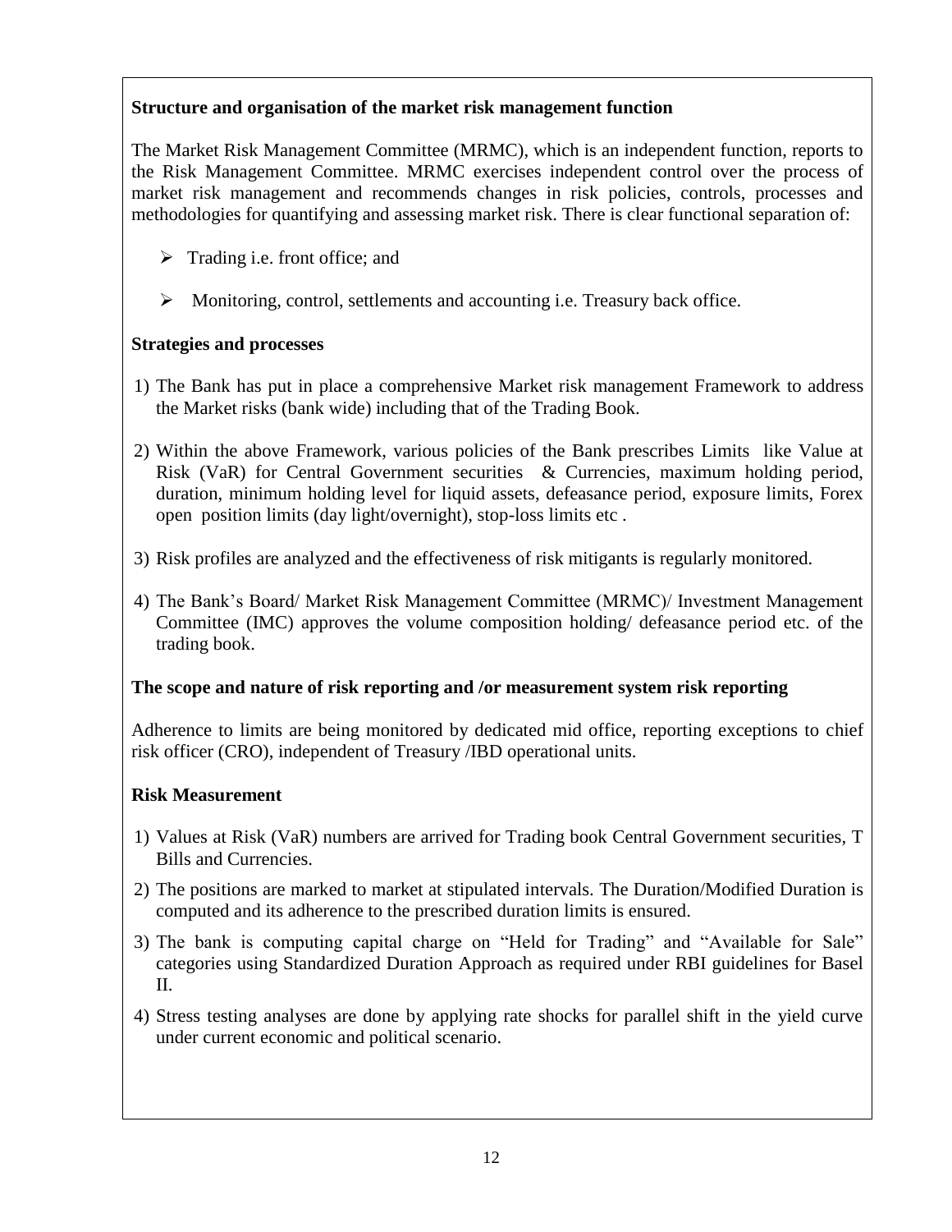**Structure and organisation of the market risk management function**

The Market Risk Management Committee (MRMC), which is an independent function, reports to the Risk Management Committee. MRMC exercises independent control over the process of market risk management and recommends changes in risk policies, controls, processes and methodologies for quantifying and assessing market risk. There is clear functional separation of:

- Trading i.e. front office; and
- Monitoring, control, settlements and accounting i.e. Treasury back office.

**Strategies and processes**

1) The Bank has put in place a comprehensive Market risk management Framework to address the Market risks (bank wide) including that of the Trading Book.
2) Within the above Framework, various policies of the Bank prescribes Limits like Value at Risk (VaR) for Central Government securities & Currencies, maximum holding period, duration, minimum holding level for liquid assets, defeasance period, exposure limits, Forex open position limits (day light/overnight), stop-loss limits etc .
3) Risk profiles are analyzed and the effectiveness of risk mitigants is regularly monitored.
4) The Bank's Board/ Market Risk Management Committee (MRMC)/ Investment Management Committee (IMC) approves the volume composition holding/ defeasance period etc. of the trading book.

**The scope and nature of risk reporting and /or measurement system risk reporting**

Adherence to limits are being monitored by dedicated mid office, reporting exceptions to chief risk officer (CRO), independent of Treasury /IBD operational units.

**Risk Measurement**

1) Values at Risk (VaR) numbers are arrived for Trading book Central Government securities, T Bills and Currencies.
2) The positions are marked to market at stipulated intervals. The Duration/Modified Duration is computed and its adherence to the prescribed duration limits is ensured.
3) The bank is computing capital charge on "Held for Trading" and "Available for Sale" categories using Standardized Duration Approach as required under RBI guidelines for Basel II.
4) Stress testing analyses are done by applying rate shocks for parallel shift in the yield curve under current economic and political scenario.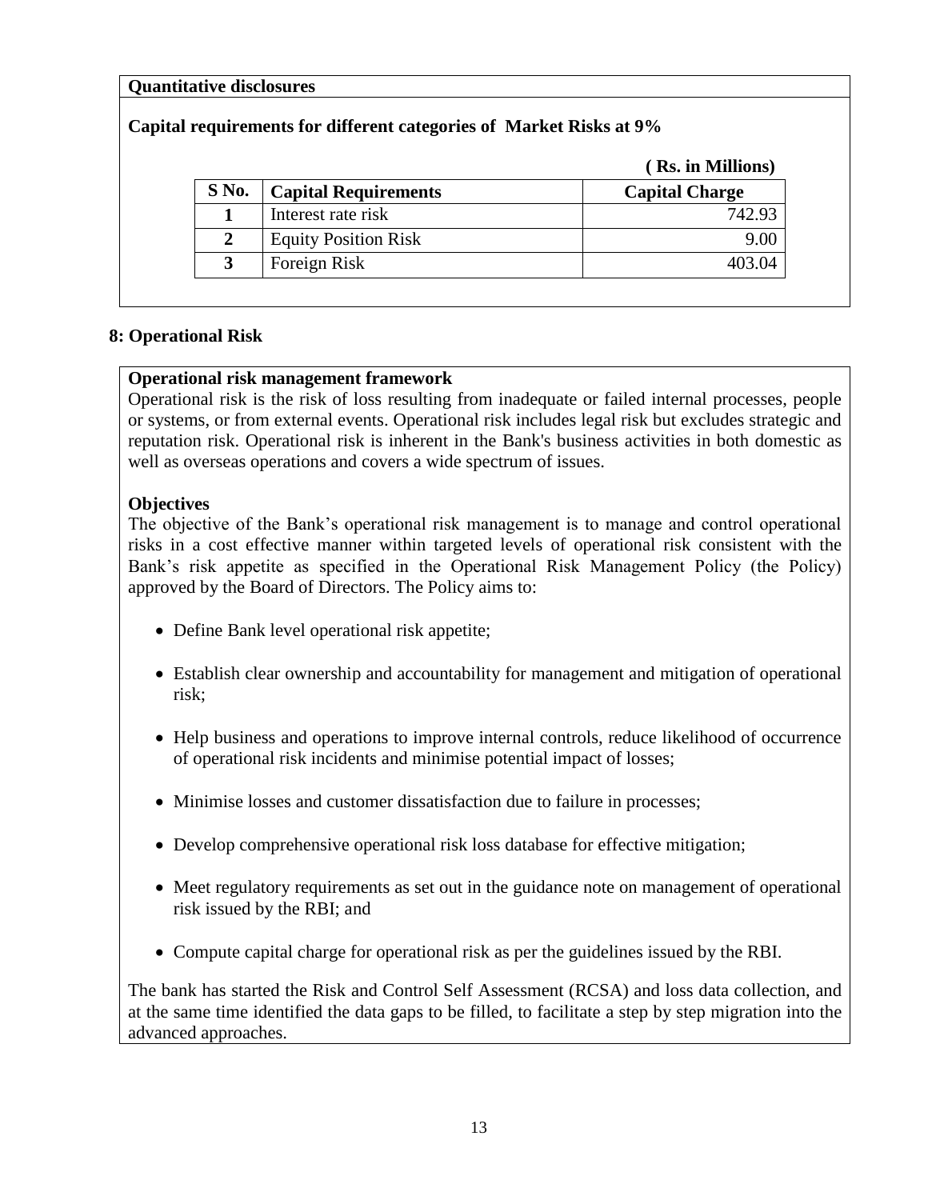**Quantitative disclosures**

**Capital requirements for different categories of Market Risks at 9%**

**( Rs. in Millions)**

| S No. | Capital Requirements | Capital Charge |
|---|---|---|
| **1** | Interest rate risk | 742.93 |
| **2** | Equity Position Risk | 9.00 |
| **3** | Foreign Risk | 403.04 |

## 8: Operational Risk

**Operational risk management framework**

Operational risk is the risk of loss resulting from inadequate or failed internal processes, people or systems, or from external events. Operational risk includes legal risk but excludes strategic and reputation risk. Operational risk is inherent in the Bank's business activities in both domestic as well as overseas operations and covers a wide spectrum of issues.

**Objectives**

The objective of the Bank's operational risk management is to manage and control operational risks in a cost effective manner within targeted levels of operational risk consistent with the Bank's risk appetite as specified in the Operational Risk Management Policy (the Policy) approved by the Board of Directors. The Policy aims to:

- Define Bank level operational risk appetite;
- Establish clear ownership and accountability for management and mitigation of operational risk;
- Help business and operations to improve internal controls, reduce likelihood of occurrence of operational risk incidents and minimise potential impact of losses;
- Minimise losses and customer dissatisfaction due to failure in processes;
- Develop comprehensive operational risk loss database for effective mitigation;
- Meet regulatory requirements as set out in the guidance note on management of operational risk issued by the RBI; and
- Compute capital charge for operational risk as per the guidelines issued by the RBI.

The bank has started the Risk and Control Self Assessment (RCSA) and loss data collection, and at the same time identified the data gaps to be filled, to facilitate a step by step migration into the advanced approaches.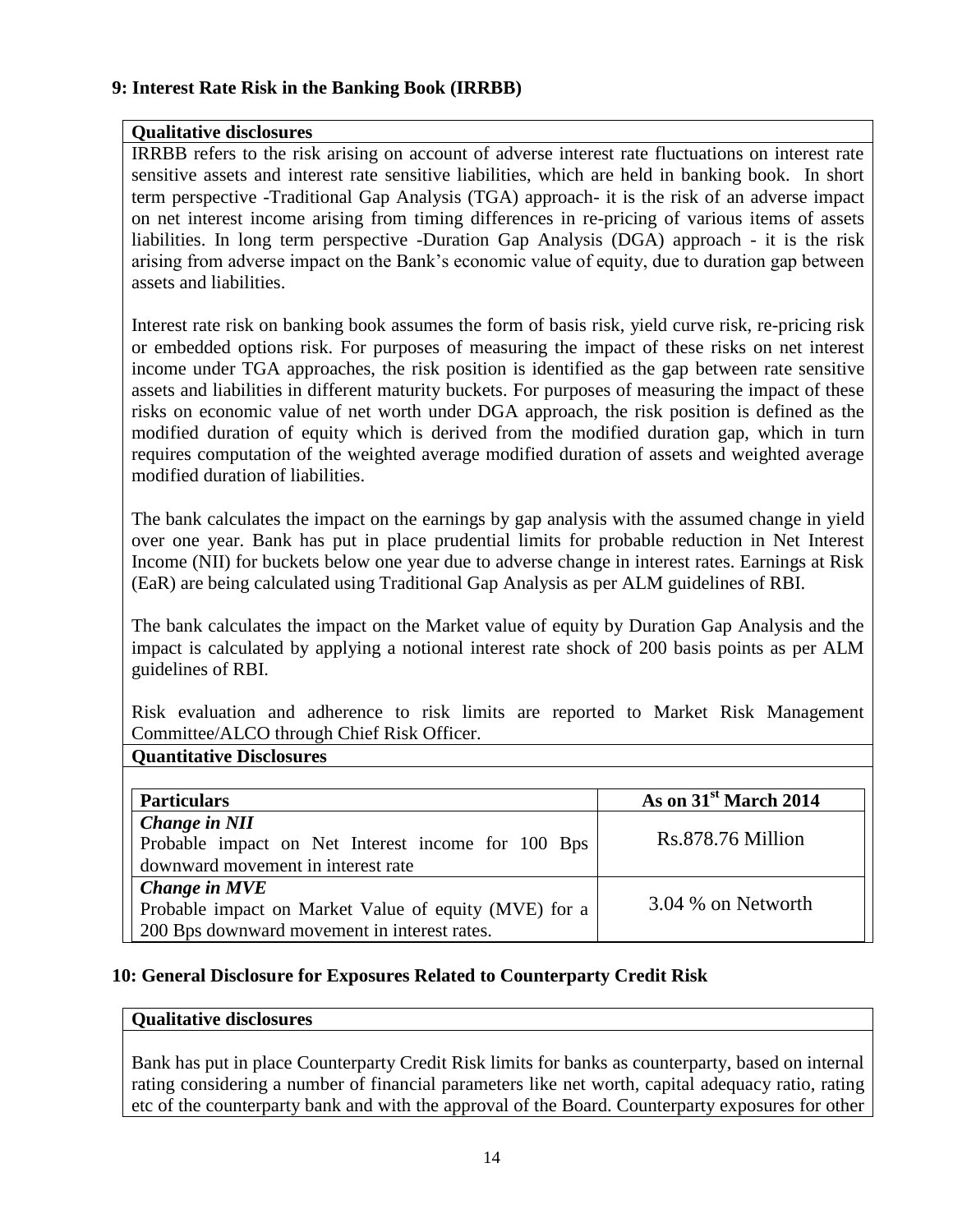## 9: Interest Rate Risk in the Banking Book (IRRBB)

**Qualitative disclosures**

IRRBB refers to the risk arising on account of adverse interest rate fluctuations on interest rate sensitive assets and interest rate sensitive liabilities, which are held in banking book. In short term perspective -Traditional Gap Analysis (TGA) approach- it is the risk of an adverse impact on net interest income arising from timing differences in re-pricing of various items of assets liabilities. In long term perspective -Duration Gap Analysis (DGA) approach - it is the risk arising from adverse impact on the Bank's economic value of equity, due to duration gap between assets and liabilities.

Interest rate risk on banking book assumes the form of basis risk, yield curve risk, re-pricing risk or embedded options risk. For purposes of measuring the impact of these risks on net interest income under TGA approaches, the risk position is identified as the gap between rate sensitive assets and liabilities in different maturity buckets. For purposes of measuring the impact of these risks on economic value of net worth under DGA approach, the risk position is defined as the modified duration of equity which is derived from the modified duration gap, which in turn requires computation of the weighted average modified duration of assets and weighted average modified duration of liabilities.

The bank calculates the impact on the earnings by gap analysis with the assumed change in yield over one year. Bank has put in place prudential limits for probable reduction in Net Interest Income (NII) for buckets below one year due to adverse change in interest rates. Earnings at Risk (EaR) are being calculated using Traditional Gap Analysis as per ALM guidelines of RBI.

The bank calculates the impact on the Market value of equity by Duration Gap Analysis and the impact is calculated by applying a notional interest rate shock of 200 basis points as per ALM guidelines of RBI.

Risk evaluation and adherence to risk limits are reported to Market Risk Management Committee/ALCO through Chief Risk Officer.

**Quantitative Disclosures**

| Particulars | As on 31st March 2014 |
|---|---|
| ***Change in NII*** Probable impact on Net Interest income for 100 Bps downward movement in interest rate | Rs.878.76 Million |
| ***Change in MVE*** Probable impact on Market Value of equity (MVE) for a 200 Bps downward movement in interest rates. | 3.04 % on Networth |

## 10: General Disclosure for Exposures Related to Counterparty Credit Risk

**Qualitative disclosures**

Bank has put in place Counterparty Credit Risk limits for banks as counterparty, based on internal rating considering a number of financial parameters like net worth, capital adequacy ratio, rating etc of the counterparty bank and with the approval of the Board. Counterparty exposures for other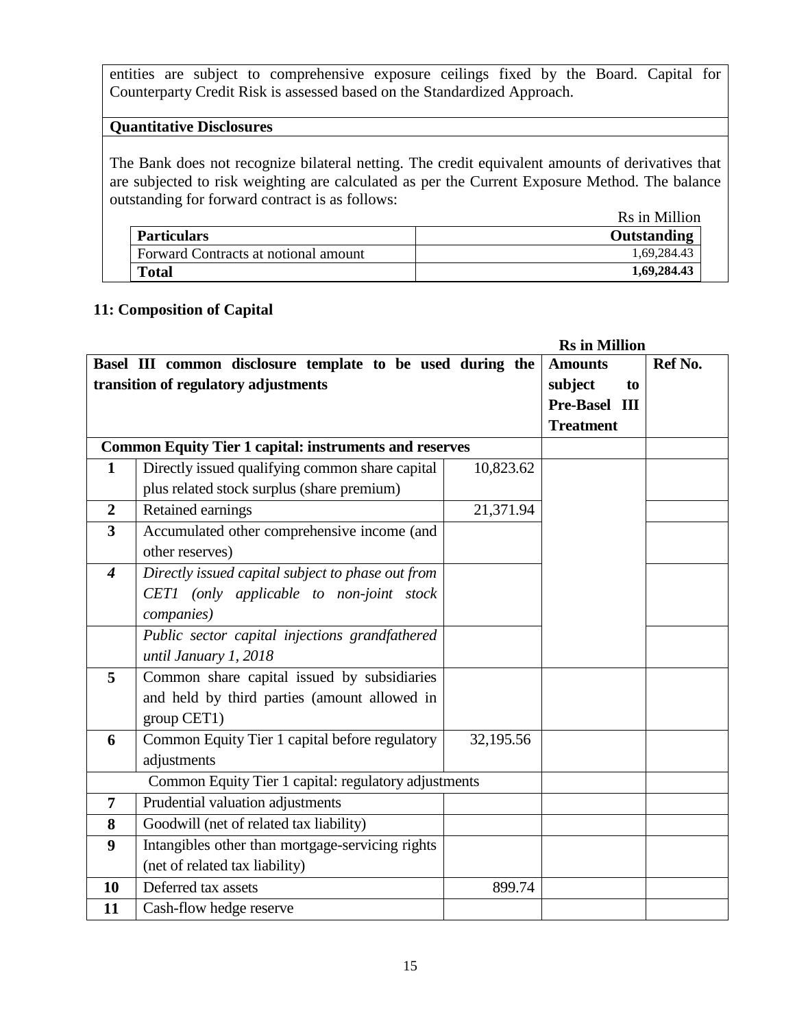entities are subject to comprehensive exposure ceilings fixed by the Board. Capital for Counterparty Credit Risk is assessed based on the Standardized Approach.

**Quantitative Disclosures**

The Bank does not recognize bilateral netting. The credit equivalent amounts of derivatives that are subjected to risk weighting are calculated as per the Current Exposure Method. The balance outstanding for forward contract is as follows:

Rs in Million

| Particulars | Outstanding |
|---|---|
| Forward Contracts at notional amount | 1,69,284.43 |
| **Total** | **1,69,284.43** |

### 11: Composition of Capital

**Rs in Million**

| | **Basel III common disclosure template to be used during the transition of regulatory adjustments** | | **Amounts subject to Pre-Basel III Treatment** | **Ref No.** |
|---|---|---|---|---|
| | **Common Equity Tier 1 capital: instruments and reserves** | | | |
| **1** | Directly issued qualifying common share capital plus related stock surplus (share premium) | 10,823.62 | | |
| **2** | Retained earnings | 21,371.94 | | |
| **3** | Accumulated other comprehensive income (and other reserves) | | | |
| ***4*** | *Directly issued capital subject to phase out from CET1 (only applicable to non-joint stock companies)* | | | |
| | *Public sector capital injections grandfathered until January 1, 2018* | | | |
| **5** | Common share capital issued by subsidiaries and held by third parties (amount allowed in group CET1) | | | |
| **6** | Common Equity Tier 1 capital before regulatory adjustments | 32,195.56 | | |
| | Common Equity Tier 1 capital: regulatory adjustments | | | |
| **7** | Prudential valuation adjustments | | | |
| **8** | Goodwill (net of related tax liability) | | | |
| **9** | Intangibles other than mortgage-servicing rights (net of related tax liability) | | | |
| **10** | Deferred tax assets | 899.74 | | |
| **11** | Cash-flow hedge reserve | | | |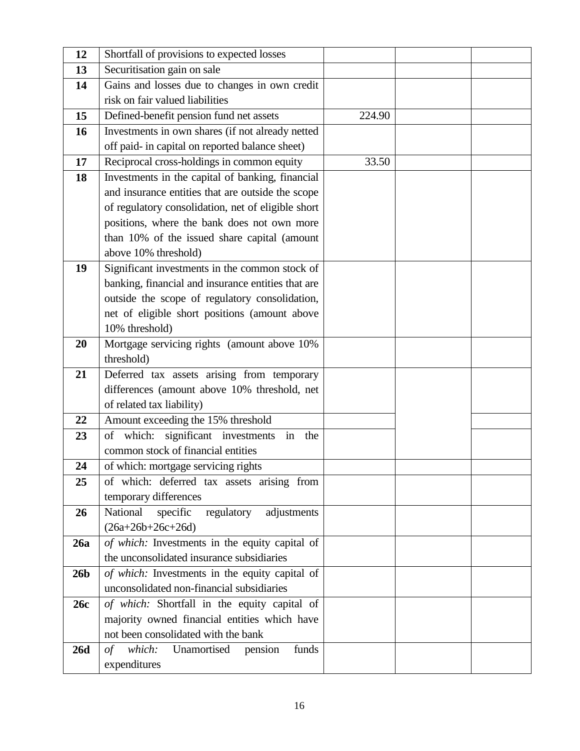| | | | | |
|---|---|---|---|---|
| **12** | Shortfall of provisions to expected losses | | | |
| **13** | Securitisation gain on sale | | | |
| **14** | Gains and losses due to changes in own credit risk on fair valued liabilities | | | |
| **15** | Defined-benefit pension fund net assets | 224.90 | | |
| **16** | Investments in own shares (if not already netted off paid- in capital on reported balance sheet) | | | |
| **17** | Reciprocal cross-holdings in common equity | 33.50 | | |
| **18** | Investments in the capital of banking, financial and insurance entities that are outside the scope of regulatory consolidation, net of eligible short positions, where the bank does not own more than 10% of the issued share capital (amount above 10% threshold) | | | |
| **19** | Significant investments in the common stock of banking, financial and insurance entities that are outside the scope of regulatory consolidation, net of eligible short positions (amount above 10% threshold) | | | |
| **20** | Mortgage servicing rights (amount above 10% threshold) | | | |
| **21** | Deferred tax assets arising from temporary differences (amount above 10% threshold, net of related tax liability) | | | |
| **22** | Amount exceeding the 15% threshold | | | |
| **23** | of which: significant investments in the common stock of financial entities | | | |
| **24** | of which: mortgage servicing rights | | | |
| **25** | of which: deferred tax assets arising from temporary differences | | | |
| **26** | National specific regulatory adjustments (26a+26b+26c+26d) | | | |
| **26a** | *of which:* Investments in the equity capital of the unconsolidated insurance subsidiaries | | | |
| **26b** | *of which:* Investments in the equity capital of unconsolidated non-financial subsidiaries | | | |
| **26c** | *of which:* Shortfall in the equity capital of majority owned financial entities which have not been consolidated with the bank | | | |
| **26d** | *of which:* Unamortised pension funds expenditures | | | |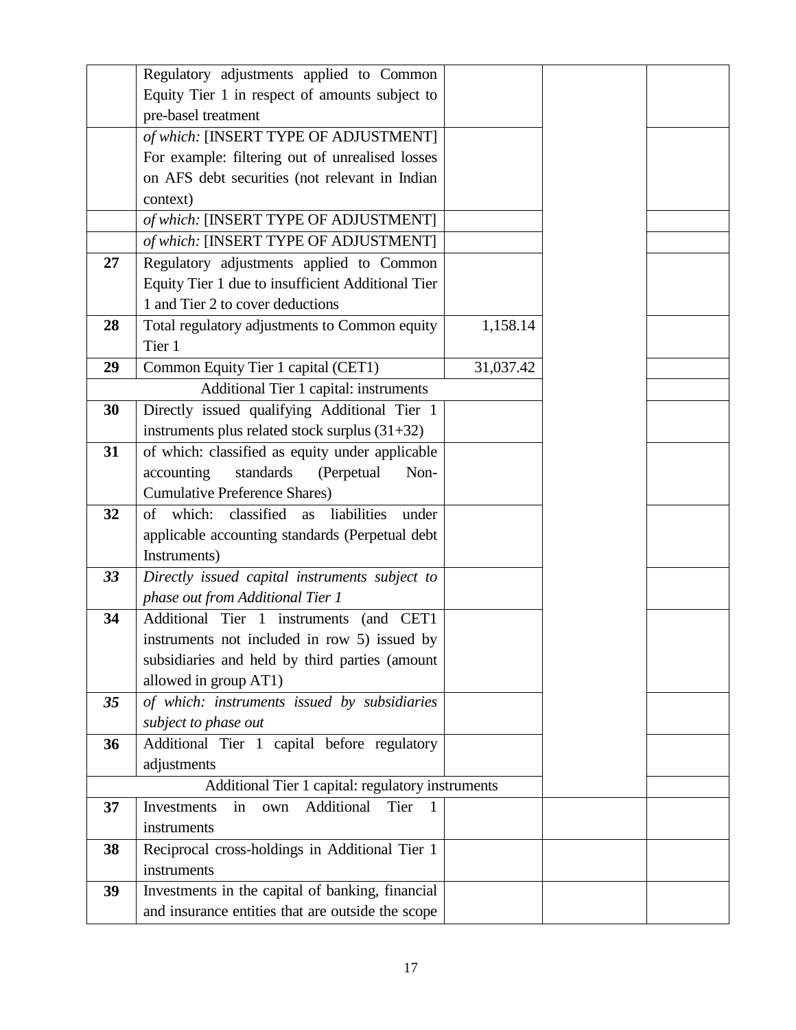| | | | | |
|---|---|---|---|---|
| | Regulatory adjustments applied to Common Equity Tier 1 in respect of amounts subject to pre-basel treatment | | | |
| | *of which:* [INSERT TYPE OF ADJUSTMENT] For example: filtering out of unrealised losses on AFS debt securities (not relevant in Indian context) | | | |
| | *of which:* [INSERT TYPE OF ADJUSTMENT] | | | |
| | *of which:* [INSERT TYPE OF ADJUSTMENT] | | | |
| **27** | Regulatory adjustments applied to Common Equity Tier 1 due to insufficient Additional Tier 1 and Tier 2 to cover deductions | | | |
| **28** | Total regulatory adjustments to Common equity Tier 1 | 1,158.14 | | |
| **29** | Common Equity Tier 1 capital (CET1) | 31,037.42 | | |
| | Additional Tier 1 capital: instruments | | | |
| **30** | Directly issued qualifying Additional Tier 1 instruments plus related stock surplus (31+32) | | | |
| **31** | of which: classified as equity under applicable accounting standards (Perpetual Non-Cumulative Preference Shares) | | | |
| **32** | of which: classified as liabilities under applicable accounting standards (Perpetual debt Instruments) | | | |
| ***33*** | *Directly issued capital instruments subject to phase out from Additional Tier 1* | | | |
| **34** | Additional Tier 1 instruments (and CET1 instruments not included in row 5) issued by subsidiaries and held by third parties (amount allowed in group AT1) | | | |
| ***35*** | *of which: instruments issued by subsidiaries subject to phase out* | | | |
| **36** | Additional Tier 1 capital before regulatory adjustments | | | |
| | Additional Tier 1 capital: regulatory instruments | | | |
| **37** | Investments in own Additional Tier 1 instruments | | | |
| **38** | Reciprocal cross-holdings in Additional Tier 1 instruments | | | |
| **39** | Investments in the capital of banking, financial and insurance entities that are outside the scope | | | |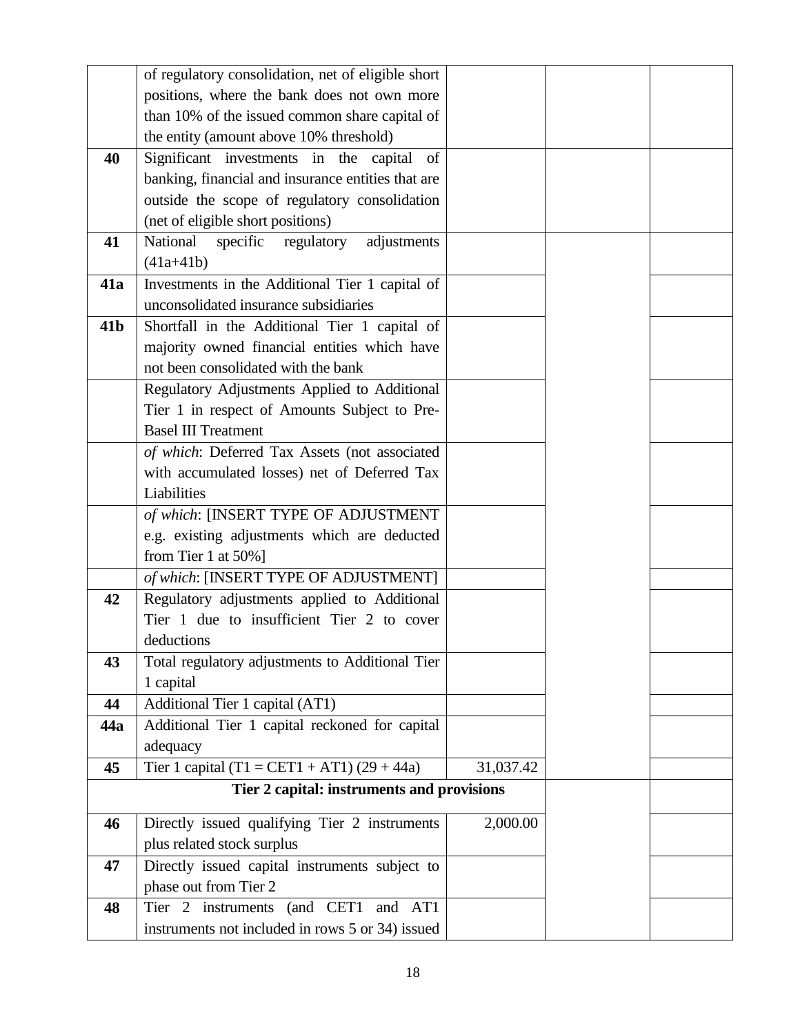| | | | | |
|---|---|---|---|---|
| | of regulatory consolidation, net of eligible short positions, where the bank does not own more than 10% of the issued common share capital of the entity (amount above 10% threshold) | | | |
| **40** | Significant investments in the capital of banking, financial and insurance entities that are outside the scope of regulatory consolidation (net of eligible short positions) | | | |
| **41** | National specific regulatory adjustments (41a+41b) | | | |
| **41a** | Investments in the Additional Tier 1 capital of unconsolidated insurance subsidiaries | | | |
| **41b** | Shortfall in the Additional Tier 1 capital of majority owned financial entities which have not been consolidated with the bank | | | |
| | Regulatory Adjustments Applied to Additional Tier 1 in respect of Amounts Subject to Pre-Basel III Treatment | | | |
| | *of which*: Deferred Tax Assets (not associated with accumulated losses) net of Deferred Tax Liabilities | | | |
| | *of which*: [INSERT TYPE OF ADJUSTMENT e.g. existing adjustments which are deducted from Tier 1 at 50%] | | | |
| | *of which*: [INSERT TYPE OF ADJUSTMENT] | | | |
| **42** | Regulatory adjustments applied to Additional Tier 1 due to insufficient Tier 2 to cover deductions | | | |
| **43** | Total regulatory adjustments to Additional Tier 1 capital | | | |
| **44** | Additional Tier 1 capital (AT1) | | | |
| **44a** | Additional Tier 1 capital reckoned for capital adequacy | | | |
| **45** | Tier 1 capital (T1 = CET1 + AT1) (29 + 44a) | 31,037.42 | | |
| | **Tier 2 capital: instruments and provisions** | | | |
| **46** | Directly issued qualifying Tier 2 instruments plus related stock surplus | 2,000.00 | | |
| **47** | Directly issued capital instruments subject to phase out from Tier 2 | | | |
| **48** | Tier 2 instruments (and CET1 and AT1 instruments not included in rows 5 or 34) issued | | | |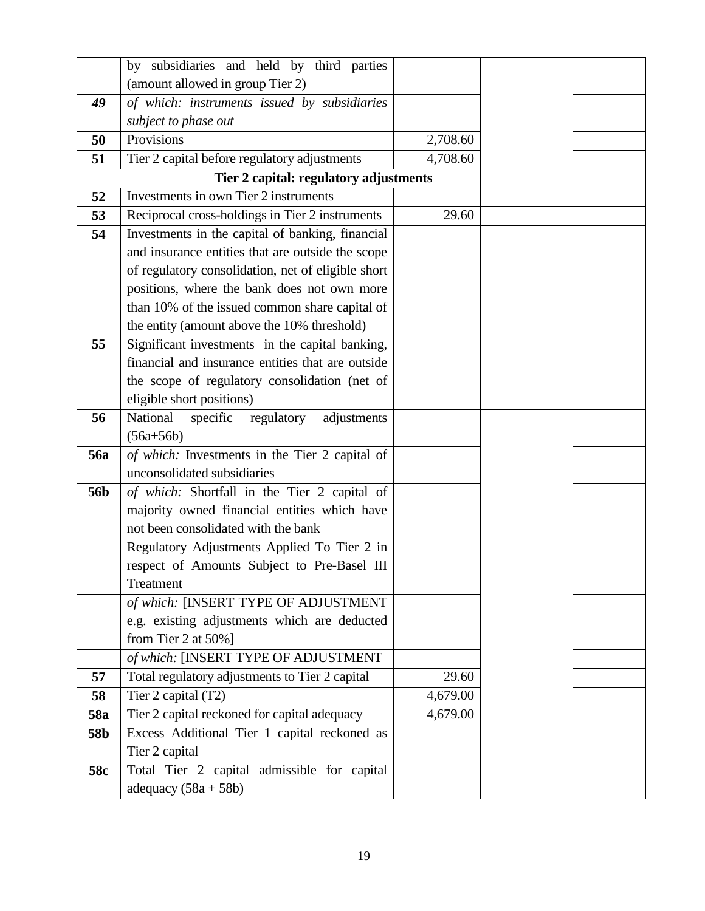| | | | | |
|---|---|---|---|---|
| | by subsidiaries and held by third parties (amount allowed in group Tier 2) | | | |
| *49* | *of which: instruments issued by subsidiaries subject to phase out* | | | |
| **50** | Provisions | 2,708.60 | | |
| **51** | Tier 2 capital before regulatory adjustments | 4,708.60 | | |
| | **Tier 2 capital: regulatory adjustments** | | | |
| **52** | Investments in own Tier 2 instruments | | | |
| **53** | Reciprocal cross-holdings in Tier 2 instruments | 29.60 | | |
| **54** | Investments in the capital of banking, financial and insurance entities that are outside the scope of regulatory consolidation, net of eligible short positions, where the bank does not own more than 10% of the issued common share capital of the entity (amount above the 10% threshold) | | | |
| **55** | Significant investments in the capital banking, financial and insurance entities that are outside the scope of regulatory consolidation (net of eligible short positions) | | | |
| **56** | National specific regulatory adjustments (56a+56b) | | | |
| **56a** | *of which:* Investments in the Tier 2 capital of unconsolidated subsidiaries | | | |
| **56b** | *of which:* Shortfall in the Tier 2 capital of majority owned financial entities which have not been consolidated with the bank | | | |
| | Regulatory Adjustments Applied To Tier 2 in respect of Amounts Subject to Pre-Basel III Treatment | | | |
| | *of which:* [INSERT TYPE OF ADJUSTMENT e.g. existing adjustments which are deducted from Tier 2 at 50%] | | | |
| | *of which:* [INSERT TYPE OF ADJUSTMENT | | | |
| **57** | Total regulatory adjustments to Tier 2 capital | 29.60 | | |
| **58** | Tier 2 capital (T2) | 4,679.00 | | |
| **58a** | Tier 2 capital reckoned for capital adequacy | 4,679.00 | | |
| **58b** | Excess Additional Tier 1 capital reckoned as Tier 2 capital | | | |
| **58c** | Total Tier 2 capital admissible for capital adequacy (58a + 58b) | | | |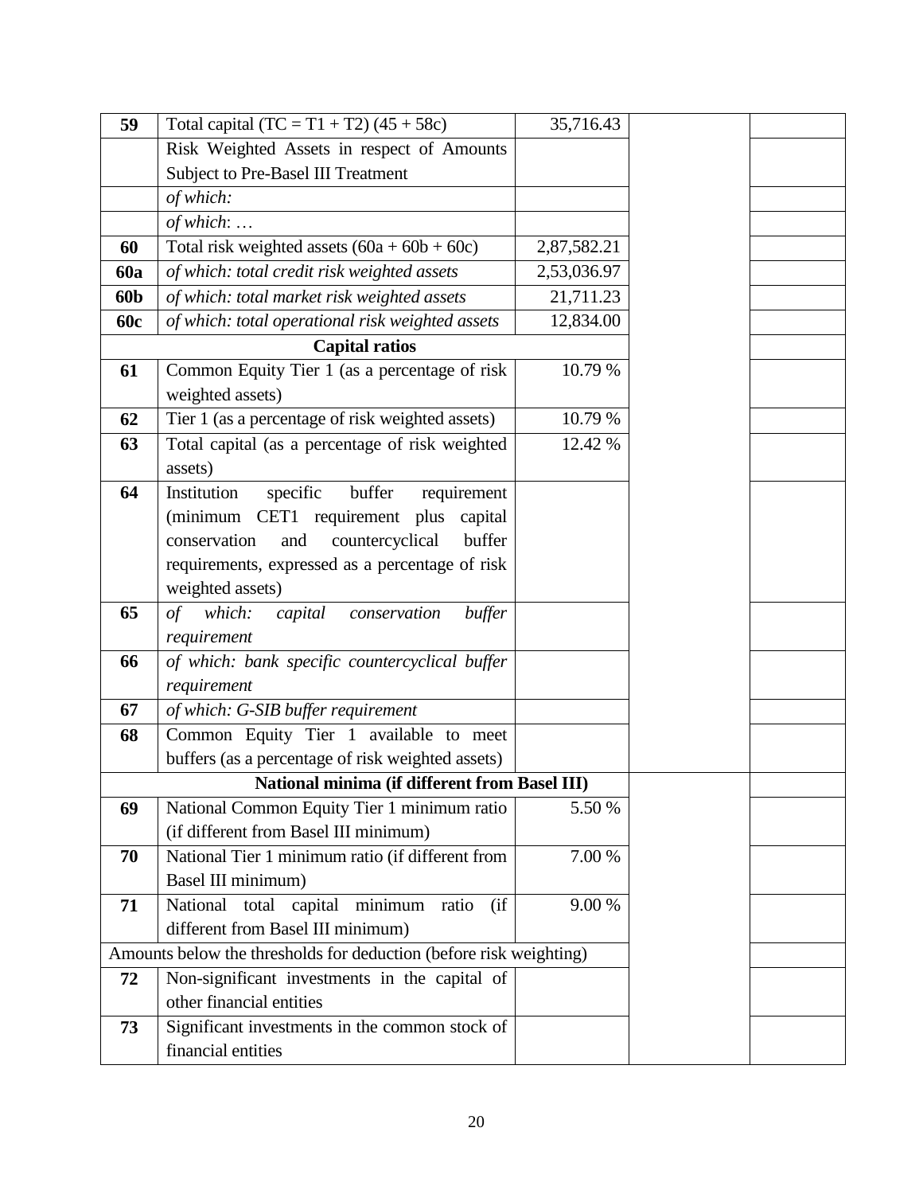| | | | | |
|---|---|---|---|---|
| **59** | Total capital (TC = T1 + T2) (45 + 58c) | 35,716.43 | | |
| | Risk Weighted Assets in respect of Amounts Subject to Pre-Basel III Treatment | | | |
| | *of which:* | | | |
| | *of which*: … | | | |
| **60** | Total risk weighted assets (60a + 60b + 60c) | 2,87,582.21 | | |
| **60a** | *of which: total credit risk weighted assets* | 2,53,036.97 | | |
| **60b** | *of which: total market risk weighted assets* | 21,711.23 | | |
| **60c** | *of which: total operational risk weighted assets* | 12,834.00 | | |
| **Capital ratios** | | | | |
| **61** | Common Equity Tier 1 (as a percentage of risk weighted assets) | 10.79 % | | |
| **62** | Tier 1 (as a percentage of risk weighted assets) | 10.79 % | | |
| **63** | Total capital (as a percentage of risk weighted assets) | 12.42 % | | |
| **64** | Institution specific buffer requirement (minimum CET1 requirement plus capital conservation and countercyclical buffer requirements, expressed as a percentage of risk weighted assets) | | | |
| **65** | *of which: capital conservation buffer requirement* | | | |
| **66** | *of which: bank specific countercyclical buffer requirement* | | | |
| **67** | *of which: G-SIB buffer requirement* | | | |
| **68** | Common Equity Tier 1 available to meet buffers (as a percentage of risk weighted assets) | | | |
| **National minima (if different from Basel III)** | | | | |
| **69** | National Common Equity Tier 1 minimum ratio (if different from Basel III minimum) | 5.50 % | | |
| **70** | National Tier 1 minimum ratio (if different from Basel III minimum) | 7.00 % | | |
| **71** | National total capital minimum ratio (if different from Basel III minimum) | 9.00 % | | |
| Amounts below the thresholds for deduction (before risk weighting) | | | | |
| **72** | Non-significant investments in the capital of other financial entities | | | |
| **73** | Significant investments in the common stock of financial entities | | | |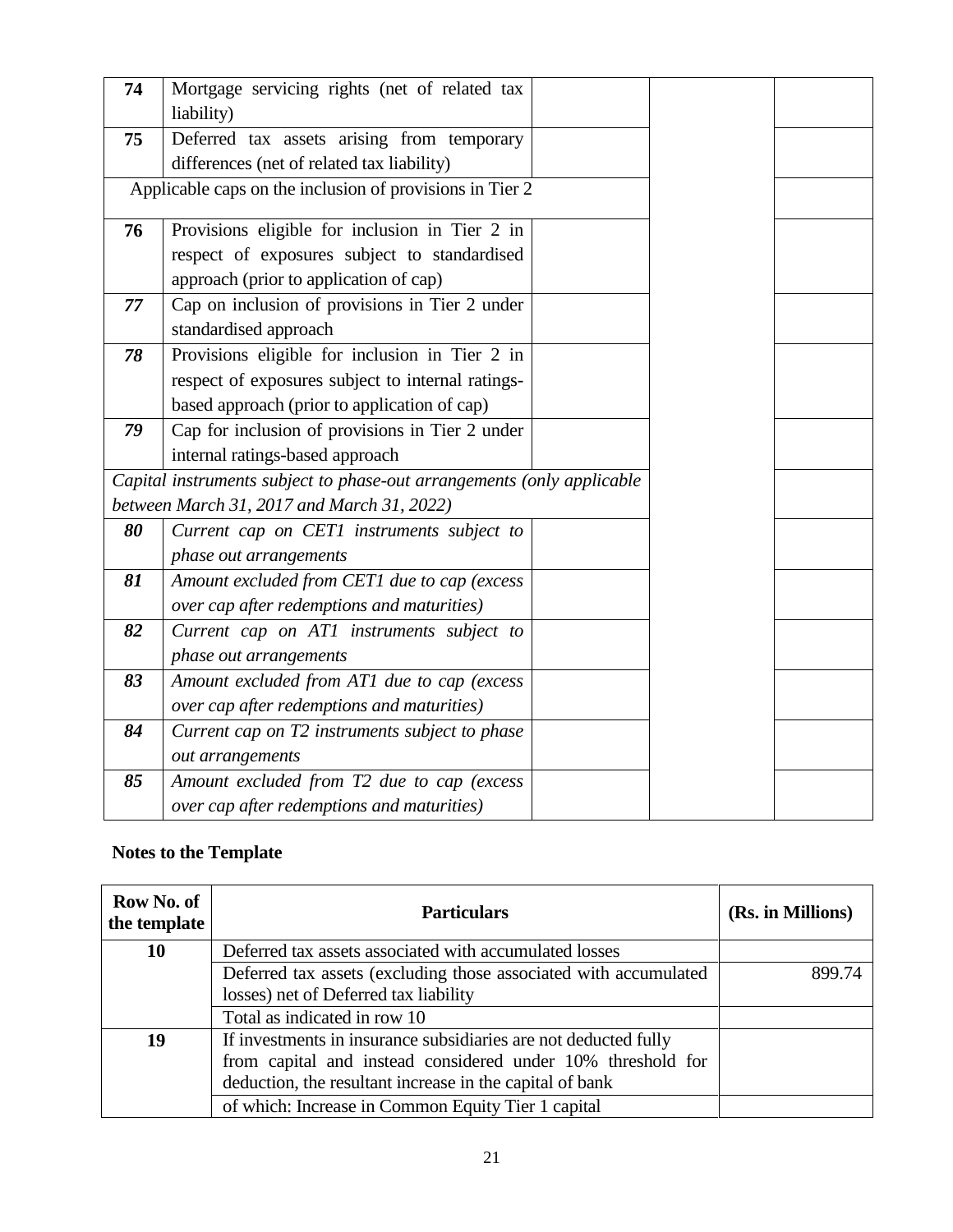| | | | | |
|---|---|---|---|---|
| 74 | Mortgage servicing rights (net of related tax liability) | | | |
| 75 | Deferred tax assets arising from temporary differences (net of related tax liability) | | | |
| Applicable caps on the inclusion of provisions in Tier 2 | | | | |
| 76 | Provisions eligible for inclusion in Tier 2 in respect of exposures subject to standardised approach (prior to application of cap) | | | |
| *77* | Cap on inclusion of provisions in Tier 2 under standardised approach | | | |
| *78* | Provisions eligible for inclusion in Tier 2 in respect of exposures subject to internal ratings-based approach (prior to application of cap) | | | |
| *79* | Cap for inclusion of provisions in Tier 2 under internal ratings-based approach | | | |
| *Capital instruments subject to phase-out arrangements (only applicable between March 31, 2017 and March 31, 2022)* | | | | |
| ***80*** | *Current cap on CET1 instruments subject to phase out arrangements* | | | |
| ***81*** | *Amount excluded from CET1 due to cap (excess over cap after redemptions and maturities)* | | | |
| ***82*** | *Current cap on AT1 instruments subject to phase out arrangements* | | | |
| ***83*** | *Amount excluded from AT1 due to cap (excess over cap after redemptions and maturities)* | | | |
| ***84*** | *Current cap on T2 instruments subject to phase out arrangements* | | | |
| ***85*** | *Amount excluded from T2 due to cap (excess over cap after redemptions and maturities)* | | | |

**Notes to the Template**

| Row No. of the template | Particulars | (Rs. in Millions) |
|---|---|---|
| 10 | Deferred tax assets associated with accumulated losses | |
| | Deferred tax assets (excluding those associated with accumulated losses) net of Deferred tax liability | 899.74 |
| | Total as indicated in row 10 | |
| 19 | If investments in insurance subsidiaries are not deducted fully from capital and instead considered under 10% threshold for deduction, the resultant increase in the capital of bank | |
| | of which: Increase in Common Equity Tier 1 capital | |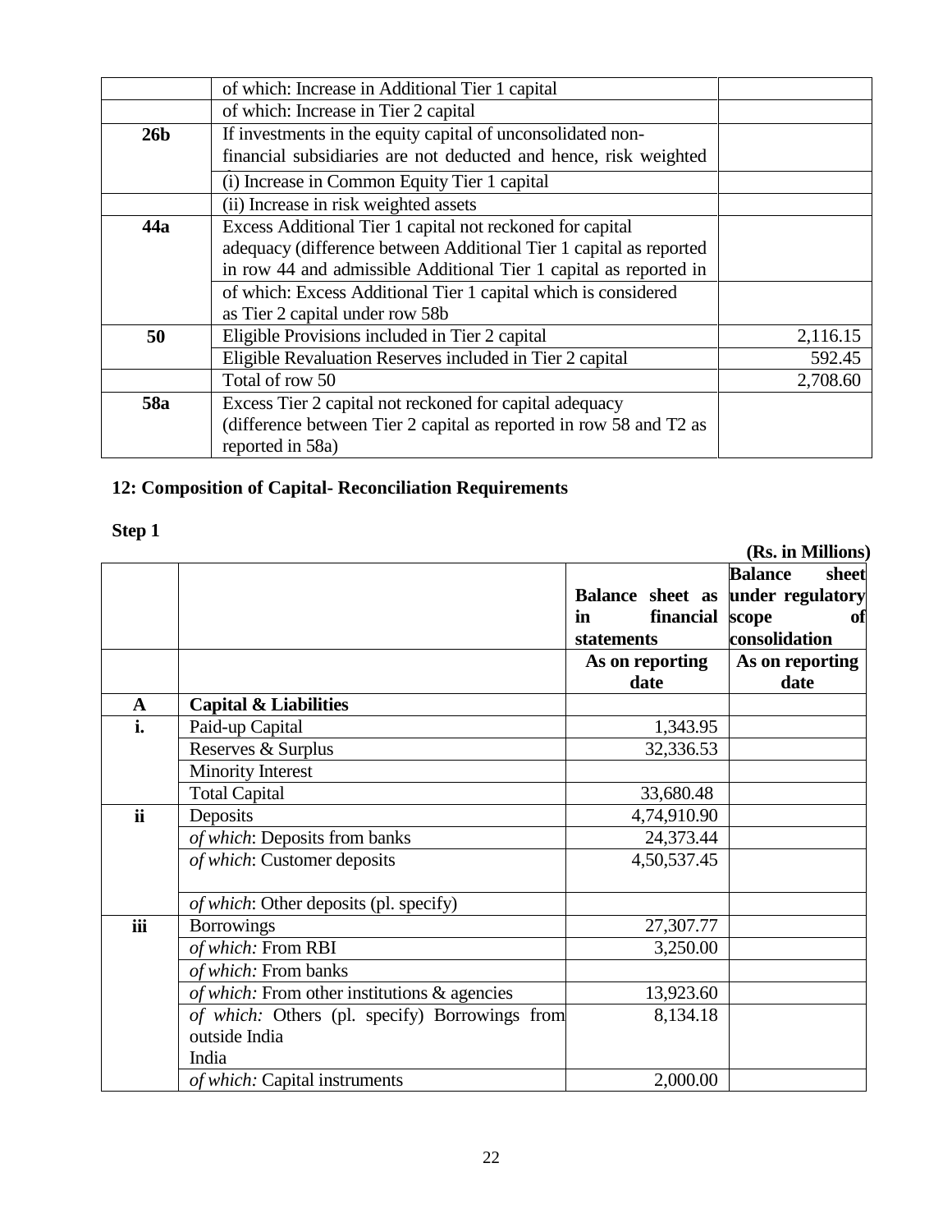| | | |
|---|---|---|
| | of which: Increase in Additional Tier 1 capital | |
| | of which: Increase in Tier 2 capital | |
| **26b** | If investments in the equity capital of unconsolidated non-financial subsidiaries are not deducted and hence, risk weighted | |
| | (i) Increase in Common Equity Tier 1 capital | |
| | (ii) Increase in risk weighted assets | |
| **44a** | Excess Additional Tier 1 capital not reckoned for capital adequacy (difference between Additional Tier 1 capital as reported in row 44 and admissible Additional Tier 1 capital as reported in | |
| | of which: Excess Additional Tier 1 capital which is considered as Tier 2 capital under row 58b | |
| **50** | Eligible Provisions included in Tier 2 capital | 2,116.15 |
| | Eligible Revaluation Reserves included in Tier 2 capital | 592.45 |
| | Total of row 50 | 2,708.60 |
| **58a** | Excess Tier 2 capital not reckoned for capital adequacy (difference between Tier 2 capital as reported in row 58 and T2 as reported in 58a) | |

## 12: Composition of Capital- Reconciliation Requirements

**Step 1**

**(Rs. in Millions)**

| | | Balance sheet as in financial statements | Balance sheet under regulatory scope of consolidation |
|---|---|---|---|
| | | As on reporting date | As on reporting date |
| **A** | **Capital & Liabilities** | | |
| **i.** | Paid-up Capital | 1,343.95 | |
| | Reserves & Surplus | 32,336.53 | |
| | Minority Interest | | |
| | Total Capital | 33,680.48 | |
| **ii** | Deposits | 4,74,910.90 | |
| | *of which*: Deposits from banks | 24,373.44 | |
| | *of which*: Customer deposits | 4,50,537.45 | |
| | *of which*: Other deposits (pl. specify) | | |
| **iii** | Borrowings | 27,307.77 | |
| | *of which:* From RBI | 3,250.00 | |
| | *of which:* From banks | | |
| | *of which:* From other institutions & agencies | 13,923.60 | |
| | *of which:* Others (pl. specify) Borrowings from outside India India | 8,134.18 | |
| | *of which:* Capital instruments | 2,000.00 | |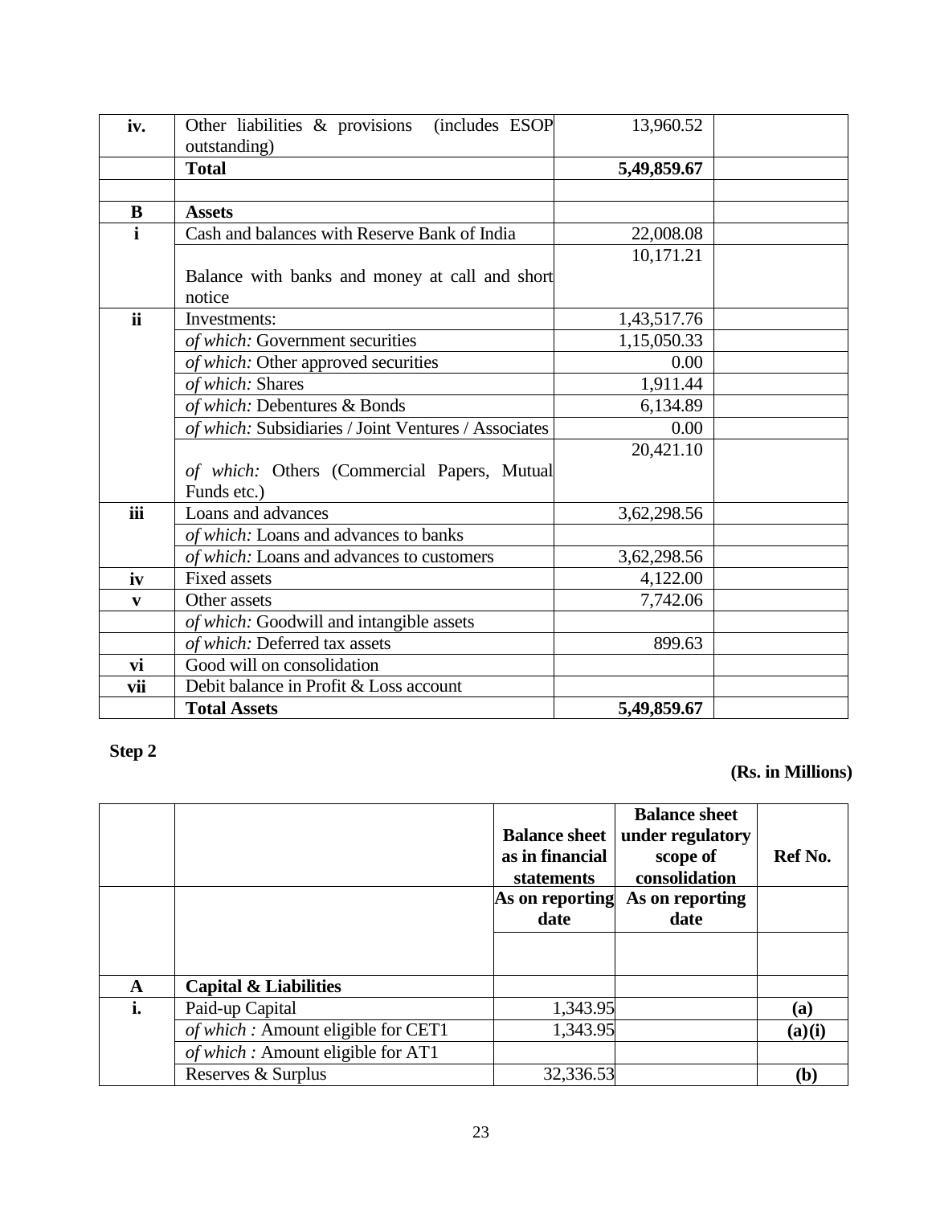| iv. | Other liabilities & provisions (includes ESOP outstanding) | 13,960.52 | |
|---|---|---|---|
| | **Total** | **5,49,859.67** | |
| | | | |
| **B** | **Assets** | | |
| **i** | Cash and balances with Reserve Bank of India | 22,008.08 | |
| | Balance with banks and money at call and short notice | 10,171.21 | |
| **ii** | Investments: | 1,43,517.76 | |
| | *of which:* Government securities | 1,15,050.33 | |
| | *of which:* Other approved securities | 0.00 | |
| | *of which:* Shares | 1,911.44 | |
| | *of which:* Debentures & Bonds | 6,134.89 | |
| | *of which:* Subsidiaries / Joint Ventures / Associates | 0.00 | |
| | *of which:* Others (Commercial Papers, Mutual Funds etc.) | 20,421.10 | |
| **iii** | Loans and advances | 3,62,298.56 | |
| | *of which:* Loans and advances to banks | | |
| | *of which:* Loans and advances to customers | 3,62,298.56 | |
| **iv** | Fixed assets | 4,122.00 | |
| **v** | Other assets | 7,742.06 | |
| | *of which:* Goodwill and intangible assets | | |
| | *of which:* Deferred tax assets | 899.63 | |
| **vi** | Good will on consolidation | | |
| **vii** | Debit balance in Profit & Loss account | | |
| | **Total Assets** | **5,49,859.67** | |

**Step 2**

**(Rs. in Millions)**

| | | **Balance sheet as in financial statements** | **Balance sheet under regulatory scope of consolidation** | **Ref No.** |
|---|---|---|---|---|
| | | **As on reporting date** | **As on reporting date** | |
| | | | | |
| **A** | **Capital & Liabilities** | | | |
| **i.** | Paid-up Capital | 1,343.95 | | **(a)** |
| | *of which :* Amount eligible for CET1 | 1,343.95 | | **(a)(i)** |
| | *of which :* Amount eligible for AT1 | | | |
| | Reserves & Surplus | 32,336.53 | | **(b)** |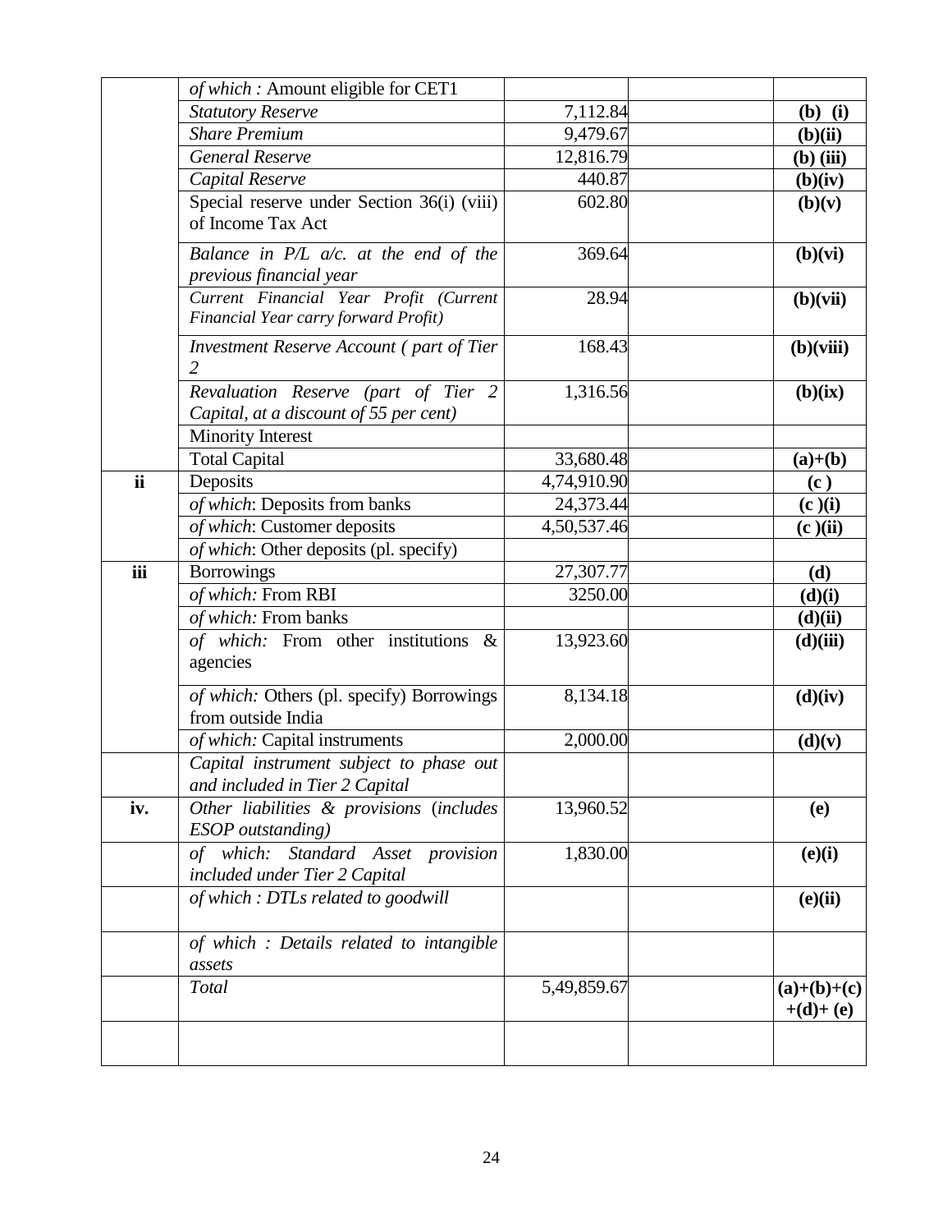| | | | | |
|---|---|---|---|---|
| | *of which :* Amount eligible for CET1 | | | |
| | *Statutory Reserve* | 7,112.84 | | **(b) (i)** |
| | *Share Premium* | 9,479.67 | | **(b)(ii)** |
| | *General Reserve* | 12,816.79 | | **(b) (iii)** |
| | *Capital Reserve* | 440.87 | | **(b)(iv)** |
| | Special reserve under Section 36(i) (viii) of Income Tax Act | 602.80 | | **(b)(v)** |
| | *Balance in P/L a/c. at the end of the previous financial year* | 369.64 | | **(b)(vi)** |
| | *Current Financial Year Profit (Current Financial Year carry forward Profit)* | 28.94 | | **(b)(vii)** |
| | *Investment Reserve Account ( part of Tier 2* | 168.43 | | **(b)(viii)** |
| | *Revaluation Reserve (part of Tier 2 Capital, at a discount of 55 per cent)* | 1,316.56 | | **(b)(ix)** |
| | Minority Interest | | | |
| | Total Capital | 33,680.48 | | **(a)+(b)** |
| **ii** | Deposits | 4,74,910.90 | | **(c )** |
| | *of which*: Deposits from banks | 24,373.44 | | **(c )(i)** |
| | *of which*: Customer deposits | 4,50,537.46 | | **(c )(ii)** |
| | *of which*: Other deposits (pl. specify) | | | |
| **iii** | Borrowings | 27,307.77 | | **(d)** |
| | *of which:* From RBI | 3250.00 | | **(d)(i)** |
| | *of which:* From banks | | | **(d)(ii)** |
| | *of which:* From other institutions & agencies | 13,923.60 | | **(d)(iii)** |
| | *of which:* Others (pl. specify) Borrowings from outside India | 8,134.18 | | **(d)(iv)** |
| | *of which:* Capital instruments | 2,000.00 | | **(d)(v)** |
| | *Capital instrument subject to phase out and included in Tier 2 Capital* | | | |
| **iv.** | *Other liabilities & provisions (includes ESOP outstanding)* | 13,960.52 | | **(e)** |
| | *of which: Standard Asset provision included under Tier 2 Capital* | 1,830.00 | | **(e)(i)** |
| | *of which : DTLs related to goodwill* | | | **(e)(ii)** |
| | *of which : Details related to intangible assets* | | | |
| | *Total* | 5,49,859.67 | | **(a)+(b)+(c) +(d)+ (e)** |
| | | | | |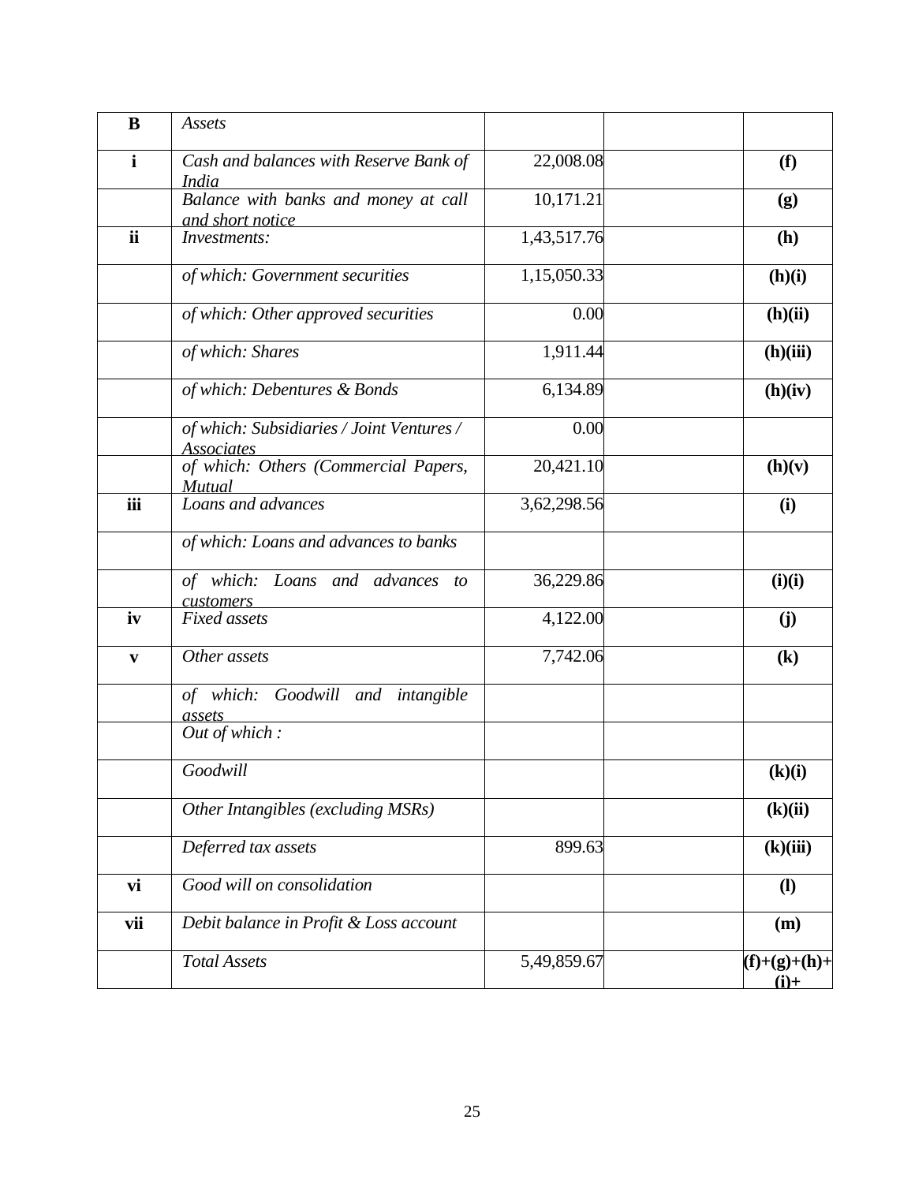| B | *Assets* | | | |
|---|---|---|---|---|
| **i** | *Cash and balances with Reserve Bank of India* | 22,008.08 | | **(f)** |
| | *Balance with banks and money at call and short notice* | 10,171.21 | | **(g)** |
| **ii** | *Investments:* | 1,43,517.76 | | **(h)** |
| | *of which: Government securities* | 1,15,050.33 | | **(h)(i)** |
| | *of which: Other approved securities* | 0.00 | | **(h)(ii)** |
| | *of which: Shares* | 1,911.44 | | **(h)(iii)** |
| | *of which: Debentures & Bonds* | 6,134.89 | | **(h)(iv)** |
| | *of which: Subsidiaries / Joint Ventures / Associates* | 0.00 | | |
| | *of which: Others (Commercial Papers, Mutual* | 20,421.10 | | **(h)(v)** |
| **iii** | *Loans and advances* | 3,62,298.56 | | **(i)** |
| | *of which: Loans and advances to banks* | | | |
| | *of which: Loans and advances to customers* | 36,229.86 | | **(i)(i)** |
| **iv** | *Fixed assets* | 4,122.00 | | **(j)** |
| **v** | *Other assets* | 7,742.06 | | **(k)** |
| | *of which: Goodwill and intangible assets* | | | |
| | *Out of which :* | | | |
| | *Goodwill* | | | **(k)(i)** |
| | *Other Intangibles (excluding MSRs)* | | | **(k)(ii)** |
| | *Deferred tax assets* | 899.63 | | **(k)(iii)** |
| **vi** | *Good will on consolidation* | | | **(l)** |
| **vii** | *Debit balance in Profit & Loss account* | | | **(m)** |
| | *Total Assets* | 5,49,859.67 | | **(f)+(g)+(h)+(i)+** |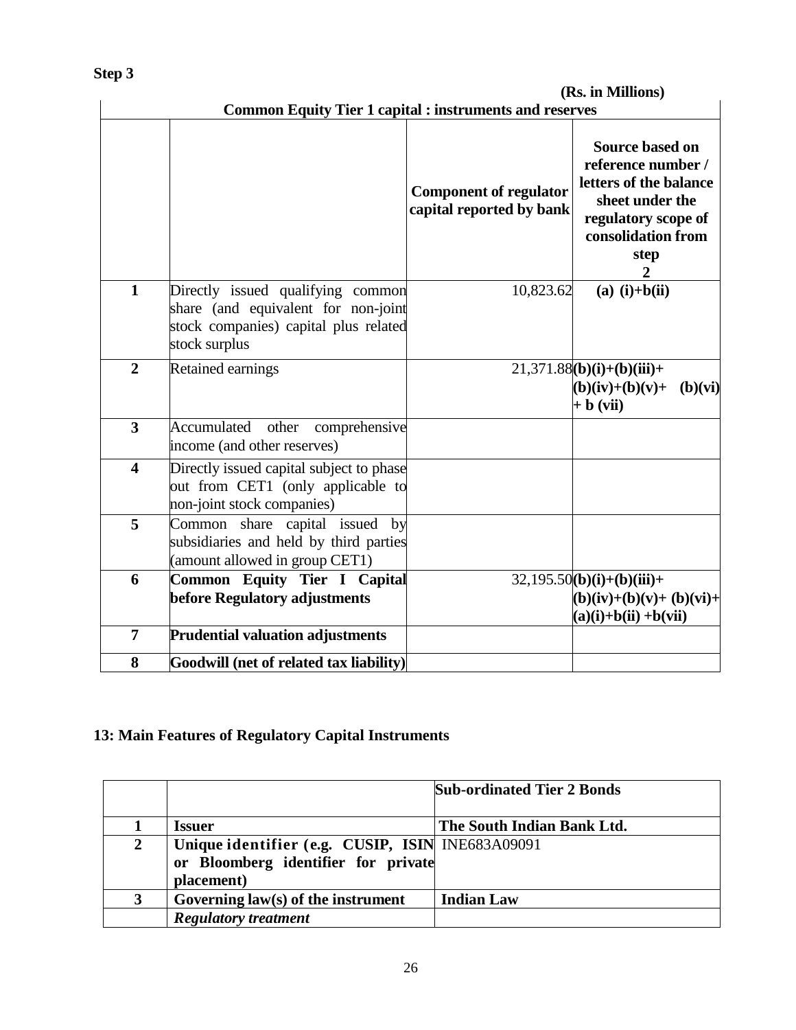**Step 3**

(Rs. in Millions)

| Common Equity Tier 1 capital : instruments and reserves | | | |
|---|---|---|---|
| | | **Component of regulator capital reported by bank** | **Source based on reference number / letters of the balance sheet under the regulatory scope of consolidation from step 2** |
| **1** | Directly issued qualifying common share (and equivalent for non-joint stock companies) capital plus related stock surplus | 10,823.62 | **(a) (i)+b(ii)** |
| **2** | Retained earnings | 21,371.88 | **(b)(i)+(b)(iii)+ (b)(iv)+(b)(v)+ (b)(vi) + b (vii)** |
| **3** | Accumulated other comprehensive income (and other reserves) | | |
| **4** | Directly issued capital subject to phase out from CET1 (only applicable to non-joint stock companies) | | |
| **5** | Common share capital issued by subsidiaries and held by third parties (amount allowed in group CET1) | | |
| **6** | **Common Equity Tier I Capital before Regulatory adjustments** | 32,195.50 | **(b)(i)+(b)(iii)+ (b)(iv)+(b)(v)+ (b)(vi)+ (a)(i)+b(ii) +b(vii)** |
| **7** | **Prudential valuation adjustments** | | |
| **8** | **Goodwill (net of related tax liability)** | | |

## 13: Main Features of Regulatory Capital Instruments

| | | **Sub-ordinated Tier 2 Bonds** |
|---|---|---|
| **1** | **Issuer** | **The South Indian Bank Ltd.** |
| **2** | **Unique identifier (e.g. CUSIP, ISIN or Bloomberg identifier for private placement)** | INE683A09091 |
| **3** | **Governing law(s) of the instrument** | **Indian Law** |
| | ***Regulatory treatment*** | |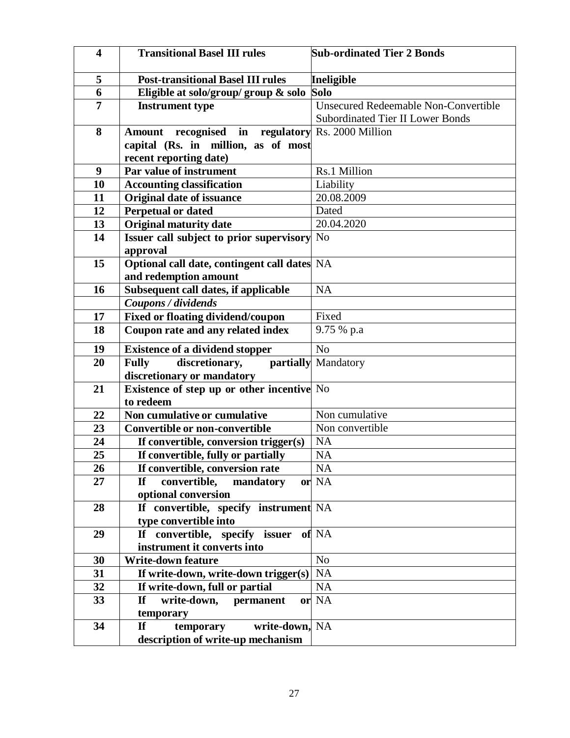| 4 | **Transitional Basel III rules** | **Sub-ordinated Tier 2 Bonds** |
|---|---|---|
| 5 | **Post-transitional Basel III rules** | **Ineligible** |
| 6 | **Eligible at solo/group/ group & solo** | **Solo** |
| 7 | **Instrument type** | Unsecured Redeemable Non-Convertible Subordinated Tier II Lower Bonds |
| 8 | **Amount recognised in regulatory capital (Rs. in million, as of most recent reporting date)** | Rs. 2000 Million |
| 9 | **Par value of instrument** | Rs.1 Million |
| 10 | **Accounting classification** | Liability |
| 11 | **Original date of issuance** | 20.08.2009 |
| 12 | **Perpetual or dated** | Dated |
| 13 | **Original maturity date** | 20.04.2020 |
| 14 | **Issuer call subject to prior supervisory approval** | No |
| 15 | **Optional call date, contingent call dates and redemption amount** | NA |
| 16 | **Subsequent call dates, if applicable** | NA |
| | ***Coupons / dividends*** | |
| 17 | **Fixed or floating dividend/coupon** | Fixed |
| 18 | **Coupon rate and any related index** | 9.75 % p.a |
| 19 | **Existence of a dividend stopper** | No |
| 20 | **Fully discretionary, partially discretionary or mandatory** | Mandatory |
| 21 | **Existence of step up or other incentive to redeem** | No |
| 22 | **Non cumulative or cumulative** | Non cumulative |
| 23 | **Convertible or non-convertible** | Non convertible |
| 24 | **If convertible, conversion trigger(s)** | NA |
| 25 | **If convertible, fully or partially** | NA |
| 26 | **If convertible, conversion rate** | NA |
| 27 | **If convertible, mandatory or optional conversion** | NA |
| 28 | **If convertible, specify instrument type convertible into** | NA |
| 29 | **If convertible, specify issuer of instrument it converts into** | NA |
| 30 | **Write-down feature** | No |
| 31 | **If write-down, write-down trigger(s)** | NA |
| 32 | **If write-down, full or partial** | NA |
| 33 | **If write-down, permanent or temporary** | NA |
| 34 | **If temporary write-down, description of write-up mechanism** | NA |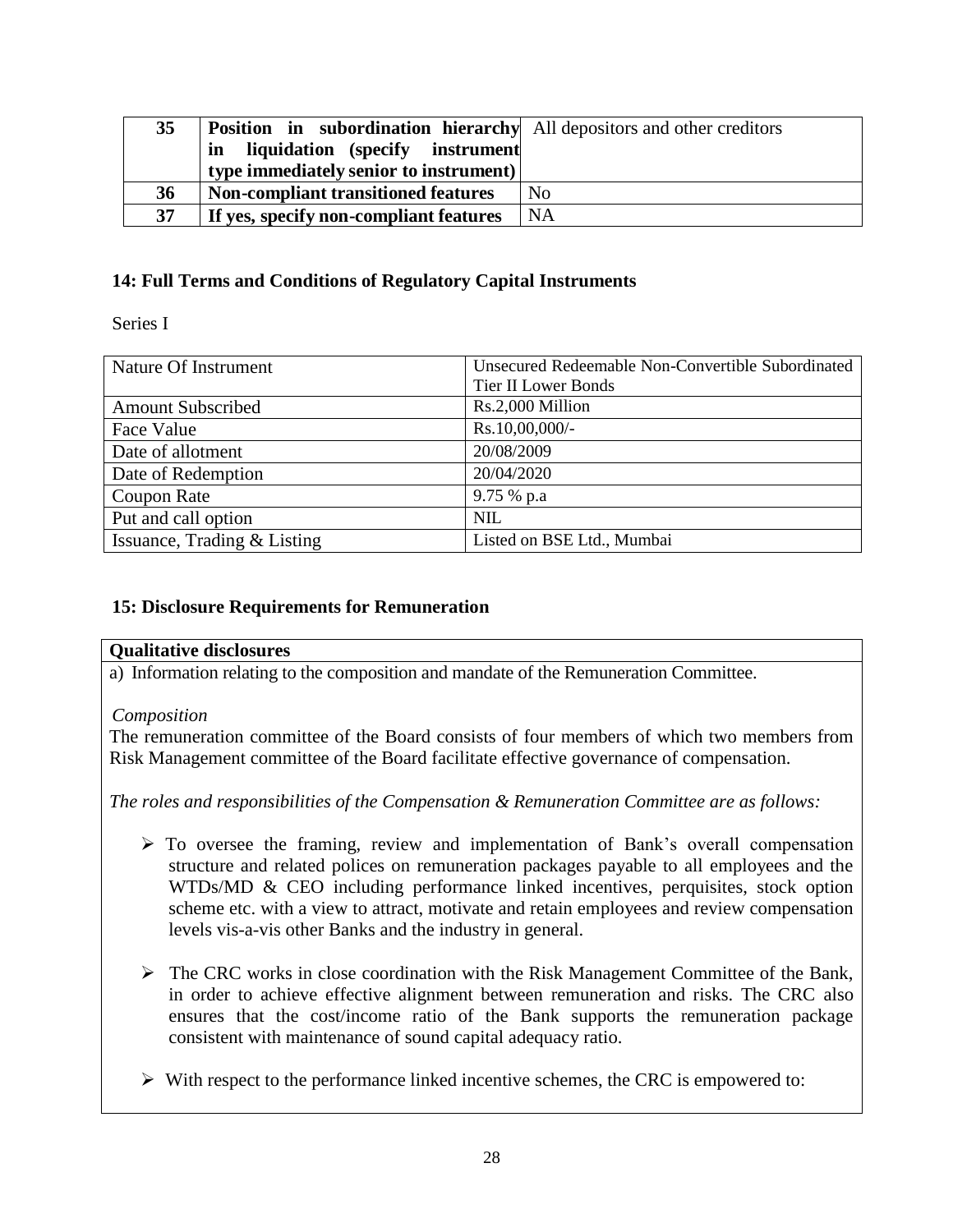| 35 | **Position in subordination hierarchy in liquidation (specify instrument type immediately senior to instrument)** | All depositors and other creditors |
|---|---|---|
| 36 | **Non-compliant transitioned features** | No |
| 37 | **If yes, specify non-compliant features** | NA |

## 14: Full Terms and Conditions of Regulatory Capital Instruments

Series I

| Nature Of Instrument | Unsecured Redeemable Non-Convertible Subordinated Tier II Lower Bonds |
|---|---|
| Amount Subscribed | Rs.2,000 Million |
| Face Value | Rs.10,00,000/- |
| Date of allotment | 20/08/2009 |
| Date of Redemption | 20/04/2020 |
| Coupon Rate | 9.75 % p.a |
| Put and call option | NIL |
| Issuance, Trading & Listing | Listed on BSE Ltd., Mumbai |

## 15: Disclosure Requirements for Remuneration

**Qualitative disclosures**

a) Information relating to the composition and mandate of the Remuneration Committee.

*Composition*

The remuneration committee of the Board consists of four members of which two members from Risk Management committee of the Board facilitate effective governance of compensation.

*The roles and responsibilities of the Compensation & Remuneration Committee are as follows:*

- To oversee the framing, review and implementation of Bank's overall compensation structure and related polices on remuneration packages payable to all employees and the WTDs/MD & CEO including performance linked incentives, perquisites, stock option scheme etc. with a view to attract, motivate and retain employees and review compensation levels vis-a-vis other Banks and the industry in general.

- The CRC works in close coordination with the Risk Management Committee of the Bank, in order to achieve effective alignment between remuneration and risks. The CRC also ensures that the cost/income ratio of the Bank supports the remuneration package consistent with maintenance of sound capital adequacy ratio.

- With respect to the performance linked incentive schemes, the CRC is empowered to: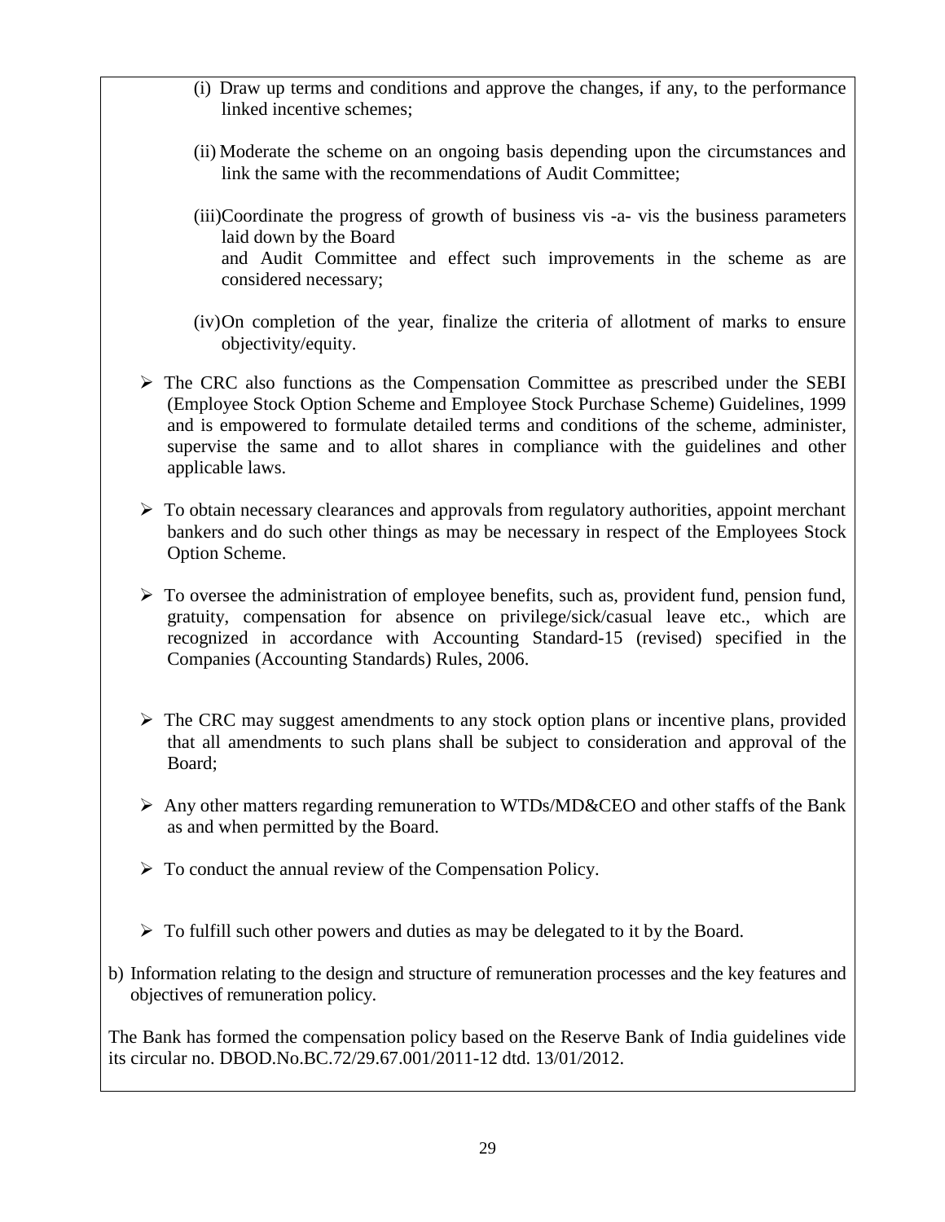(i) Draw up terms and conditions and approve the changes, if any, to the performance linked incentive schemes;

(ii) Moderate the scheme on an ongoing basis depending upon the circumstances and link the same with the recommendations of Audit Committee;

(iii) Coordinate the progress of growth of business vis -a- vis the business parameters laid down by the Board and Audit Committee and effect such improvements in the scheme as are considered necessary;

(iv) On completion of the year, finalize the criteria of allotment of marks to ensure objectivity/equity.

- The CRC also functions as the Compensation Committee as prescribed under the SEBI (Employee Stock Option Scheme and Employee Stock Purchase Scheme) Guidelines, 1999 and is empowered to formulate detailed terms and conditions of the scheme, administer, supervise the same and to allot shares in compliance with the guidelines and other applicable laws.

- To obtain necessary clearances and approvals from regulatory authorities, appoint merchant bankers and do such other things as may be necessary in respect of the Employees Stock Option Scheme.

- To oversee the administration of employee benefits, such as, provident fund, pension fund, gratuity, compensation for absence on privilege/sick/casual leave etc., which are recognized in accordance with Accounting Standard-15 (revised) specified in the Companies (Accounting Standards) Rules, 2006.

- The CRC may suggest amendments to any stock option plans or incentive plans, provided that all amendments to such plans shall be subject to consideration and approval of the Board;

- Any other matters regarding remuneration to WTDs/MD&CEO and other staffs of the Bank as and when permitted by the Board.

- To conduct the annual review of the Compensation Policy.

- To fulfill such other powers and duties as may be delegated to it by the Board.

b) Information relating to the design and structure of remuneration processes and the key features and objectives of remuneration policy.

The Bank has formed the compensation policy based on the Reserve Bank of India guidelines vide its circular no. DBOD.No.BC.72/29.67.001/2011-12 dtd. 13/01/2012.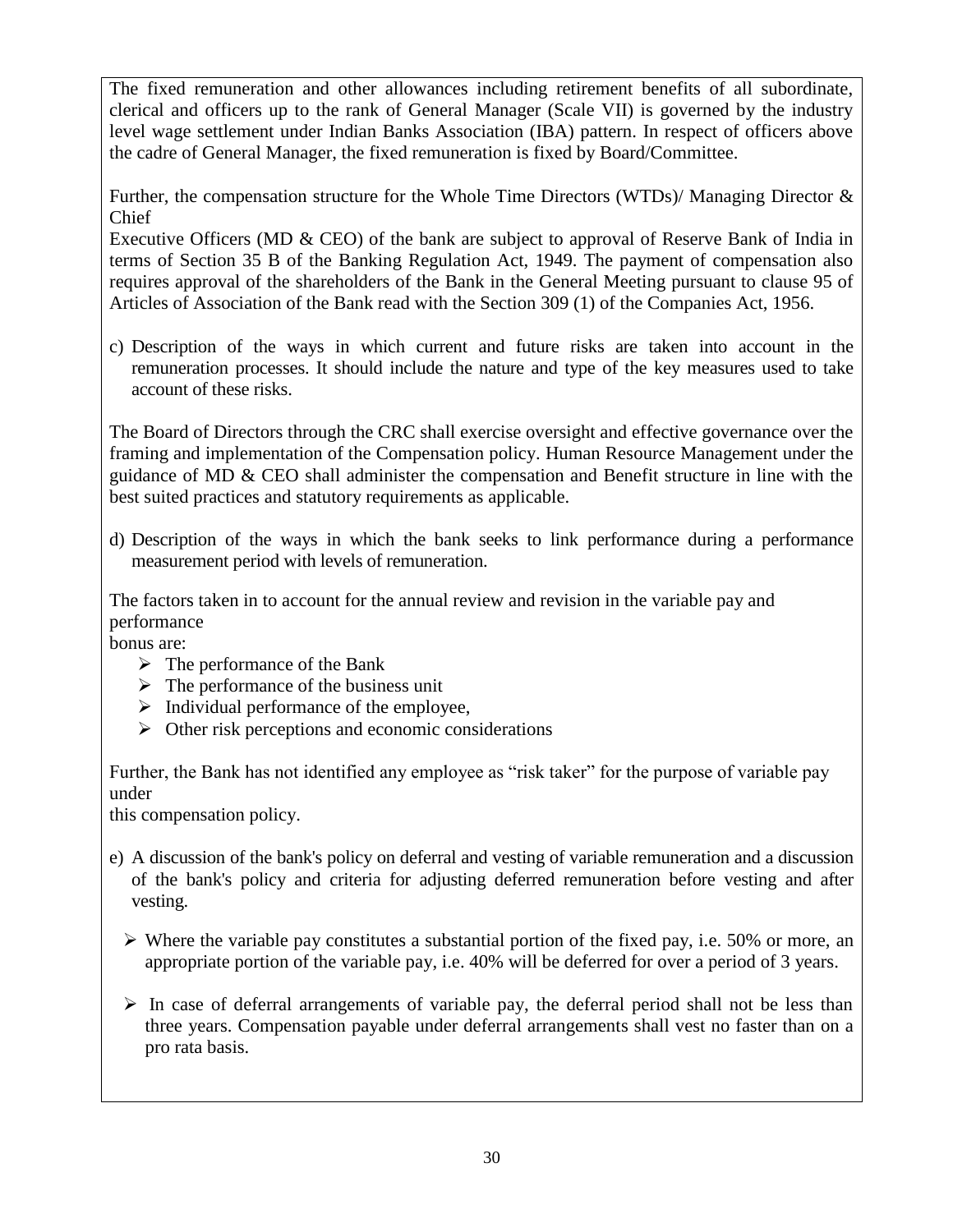The fixed remuneration and other allowances including retirement benefits of all subordinate, clerical and officers up to the rank of General Manager (Scale VII) is governed by the industry level wage settlement under Indian Banks Association (IBA) pattern. In respect of officers above the cadre of General Manager, the fixed remuneration is fixed by Board/Committee.

Further, the compensation structure for the Whole Time Directors (WTDs)/ Managing Director & Chief Executive Officers (MD & CEO) of the bank are subject to approval of Reserve Bank of India in terms of Section 35 B of the Banking Regulation Act, 1949. The payment of compensation also requires approval of the shareholders of the Bank in the General Meeting pursuant to clause 95 of Articles of Association of the Bank read with the Section 309 (1) of the Companies Act, 1956.

c) Description of the ways in which current and future risks are taken into account in the remuneration processes. It should include the nature and type of the key measures used to take account of these risks.

The Board of Directors through the CRC shall exercise oversight and effective governance over the framing and implementation of the Compensation policy. Human Resource Management under the guidance of MD & CEO shall administer the compensation and Benefit structure in line with the best suited practices and statutory requirements as applicable.

d) Description of the ways in which the bank seeks to link performance during a performance measurement period with levels of remuneration.

The factors taken in to account for the annual review and revision in the variable pay and performance bonus are:

- The performance of the Bank
- The performance of the business unit
- Individual performance of the employee,
- Other risk perceptions and economic considerations

Further, the Bank has not identified any employee as "risk taker" for the purpose of variable pay under this compensation policy.

e) A discussion of the bank's policy on deferral and vesting of variable remuneration and a discussion of the bank's policy and criteria for adjusting deferred remuneration before vesting and after vesting.

- Where the variable pay constitutes a substantial portion of the fixed pay, i.e. 50% or more, an appropriate portion of the variable pay, i.e. 40% will be deferred for over a period of 3 years.
- In case of deferral arrangements of variable pay, the deferral period shall not be less than three years. Compensation payable under deferral arrangements shall vest no faster than on a pro rata basis.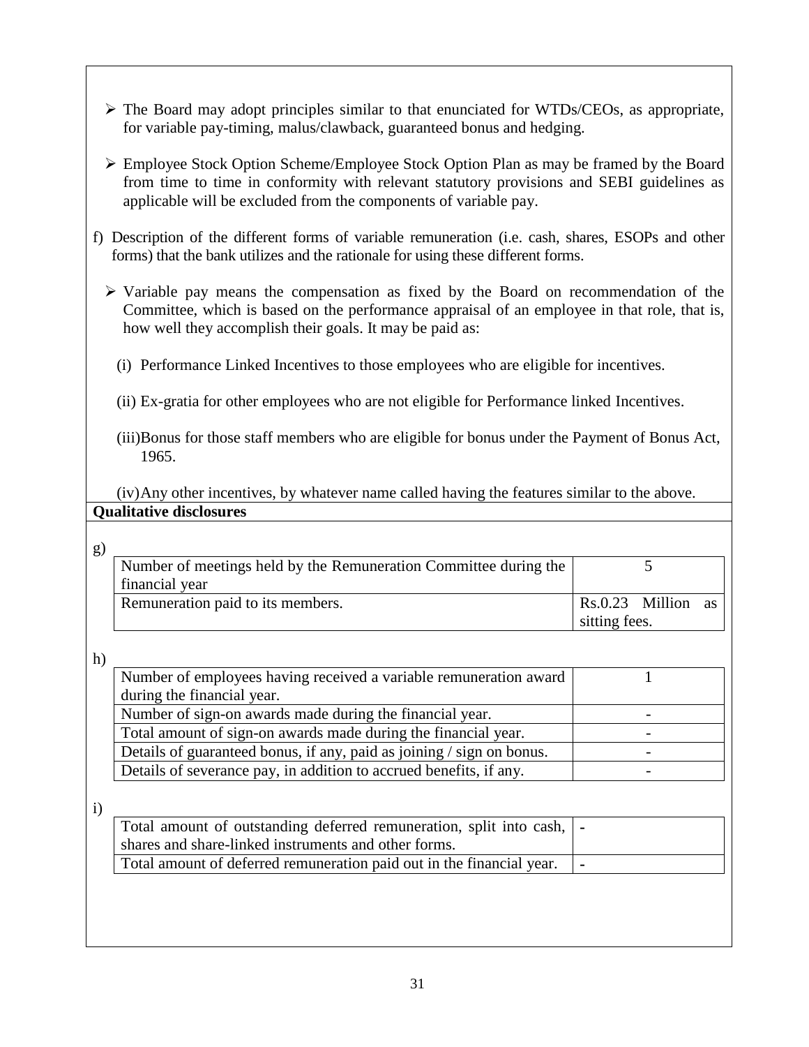- The Board may adopt principles similar to that enunciated for WTDs/CEOs, as appropriate, for variable pay-timing, malus/clawback, guaranteed bonus and hedging.

- Employee Stock Option Scheme/Employee Stock Option Plan as may be framed by the Board from time to time in conformity with relevant statutory provisions and SEBI guidelines as applicable will be excluded from the components of variable pay.

f) Description of the different forms of variable remuneration (i.e. cash, shares, ESOPs and other forms) that the bank utilizes and the rationale for using these different forms.

- Variable pay means the compensation as fixed by the Board on recommendation of the Committee, which is based on the performance appraisal of an employee in that role, that is, how well they accomplish their goals. It may be paid as:

  (i) Performance Linked Incentives to those employees who are eligible for incentives.

  (ii) Ex-gratia for other employees who are not eligible for Performance linked Incentives.

  (iii) Bonus for those staff members who are eligible for bonus under the Payment of Bonus Act, 1965.

  (iv) Any other incentives, by whatever name called having the features similar to the above.

**Qualitative disclosures**

g)

| | |
|---|---|
| Number of meetings held by the Remuneration Committee during the financial year | 5 |
| Remuneration paid to its members. | Rs.0.23 Million as sitting fees. |

h)

| | |
|---|---|
| Number of employees having received a variable remuneration award during the financial year. | 1 |
| Number of sign-on awards made during the financial year. | - |
| Total amount of sign-on awards made during the financial year. | - |
| Details of guaranteed bonus, if any, paid as joining / sign on bonus. | - |
| Details of severance pay, in addition to accrued benefits, if any. | - |

i)

| | |
|---|---|
| Total amount of outstanding deferred remuneration, split into cash, shares and share-linked instruments and other forms. | - |
| Total amount of deferred remuneration paid out in the financial year. | - |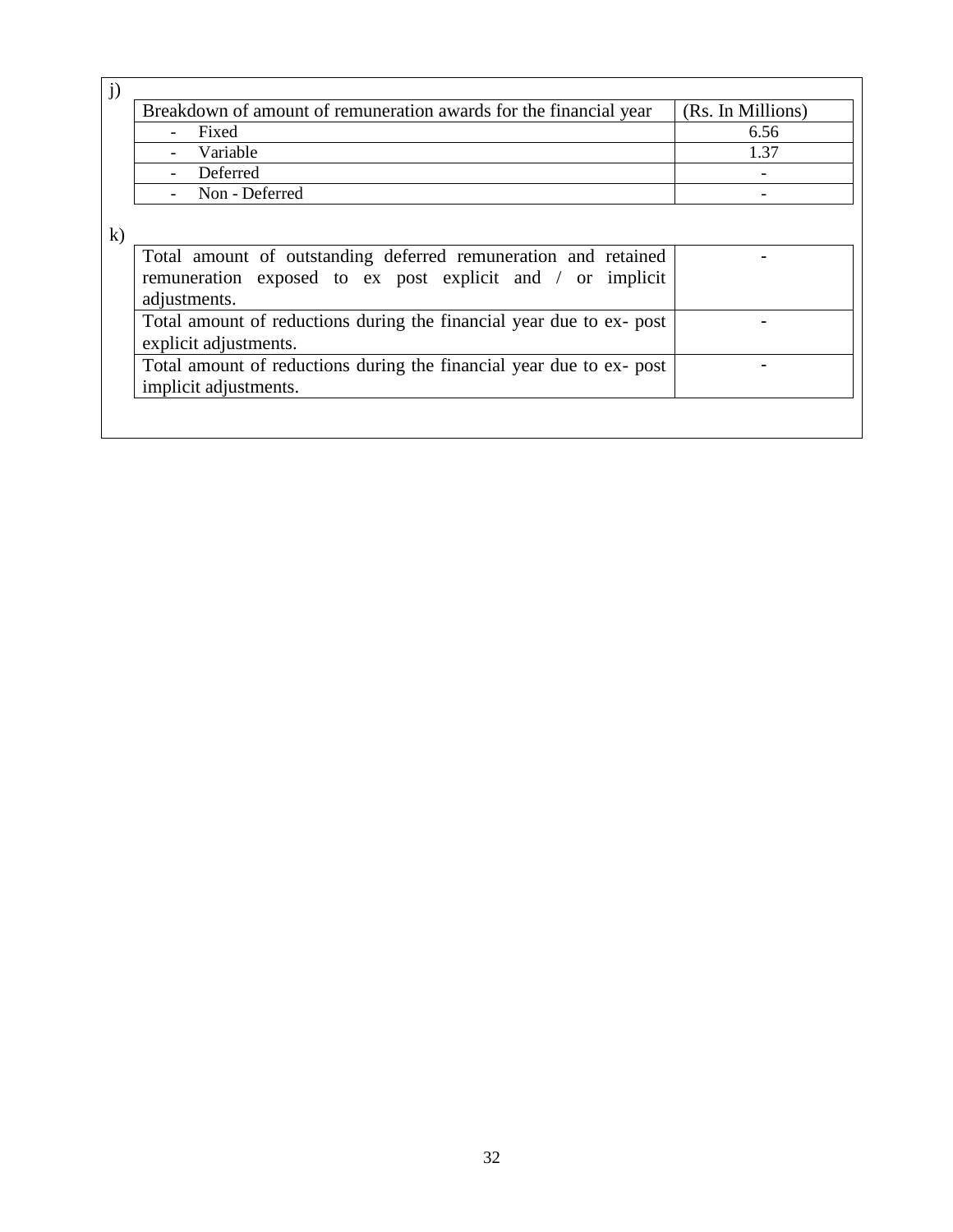j)

| Breakdown of amount of remuneration awards for the financial year | (Rs. In Millions) |
| --- | --- |
| - Fixed | 6.56 |
| - Variable | 1.37 |
| - Deferred | - |
| - Non - Deferred | - |

k)

| | |
| --- | --- |
| Total amount of outstanding deferred remuneration and retained remuneration exposed to ex post explicit and / or implicit adjustments. | - |
| Total amount of reductions during the financial year due to ex- post explicit adjustments. | - |
| Total amount of reductions during the financial year due to ex- post implicit adjustments. | - |